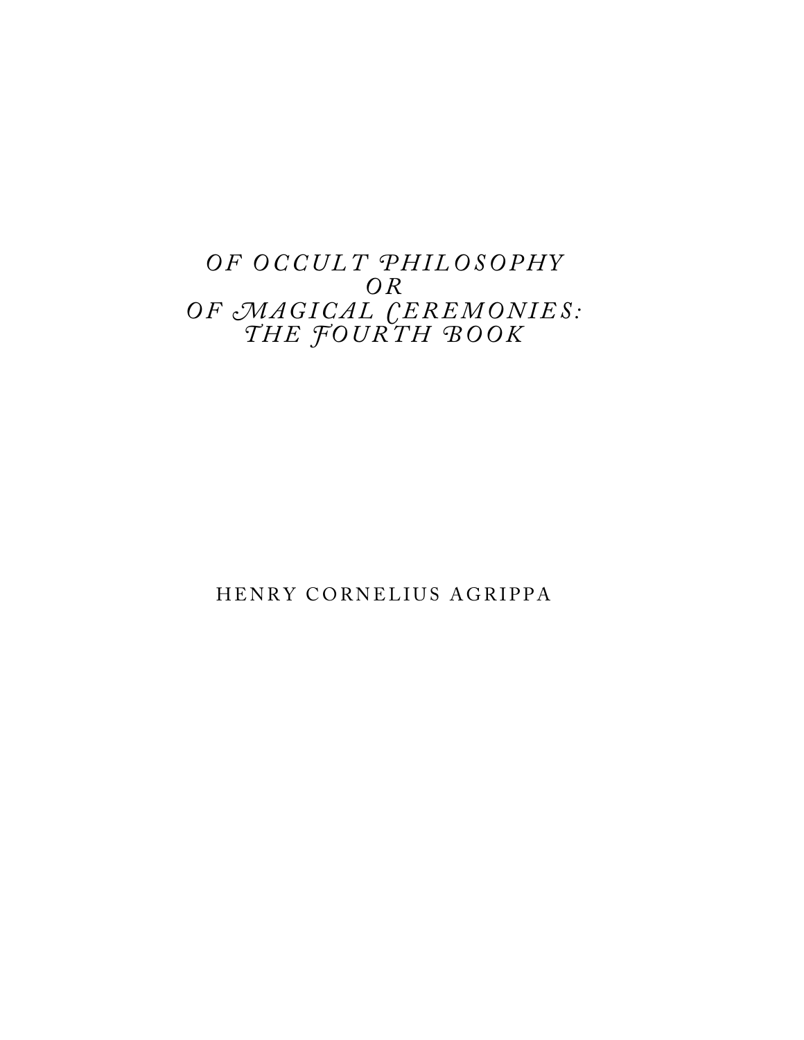# *OF OCCULT PHILOSOPHY*
# *OR*
# *OF MAGICAL CEREMONIES:*
# *THE FOURTH BOOK*

HENRY CORNELIUS AGRIPPA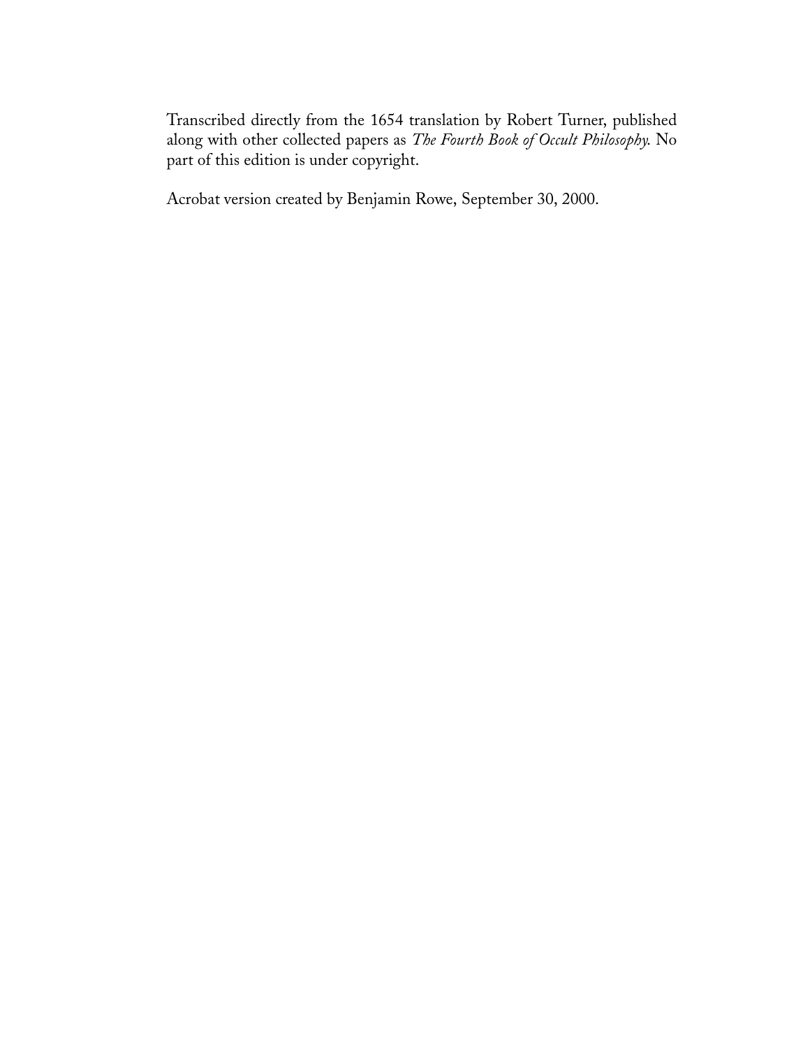Transcribed directly from the 1654 translation by Robert Turner, published along with other collected papers as *The Fourth Book of Occult Philosophy.* No part of this edition is under copyright.

Acrobat version created by Benjamin Rowe, September 30, 2000.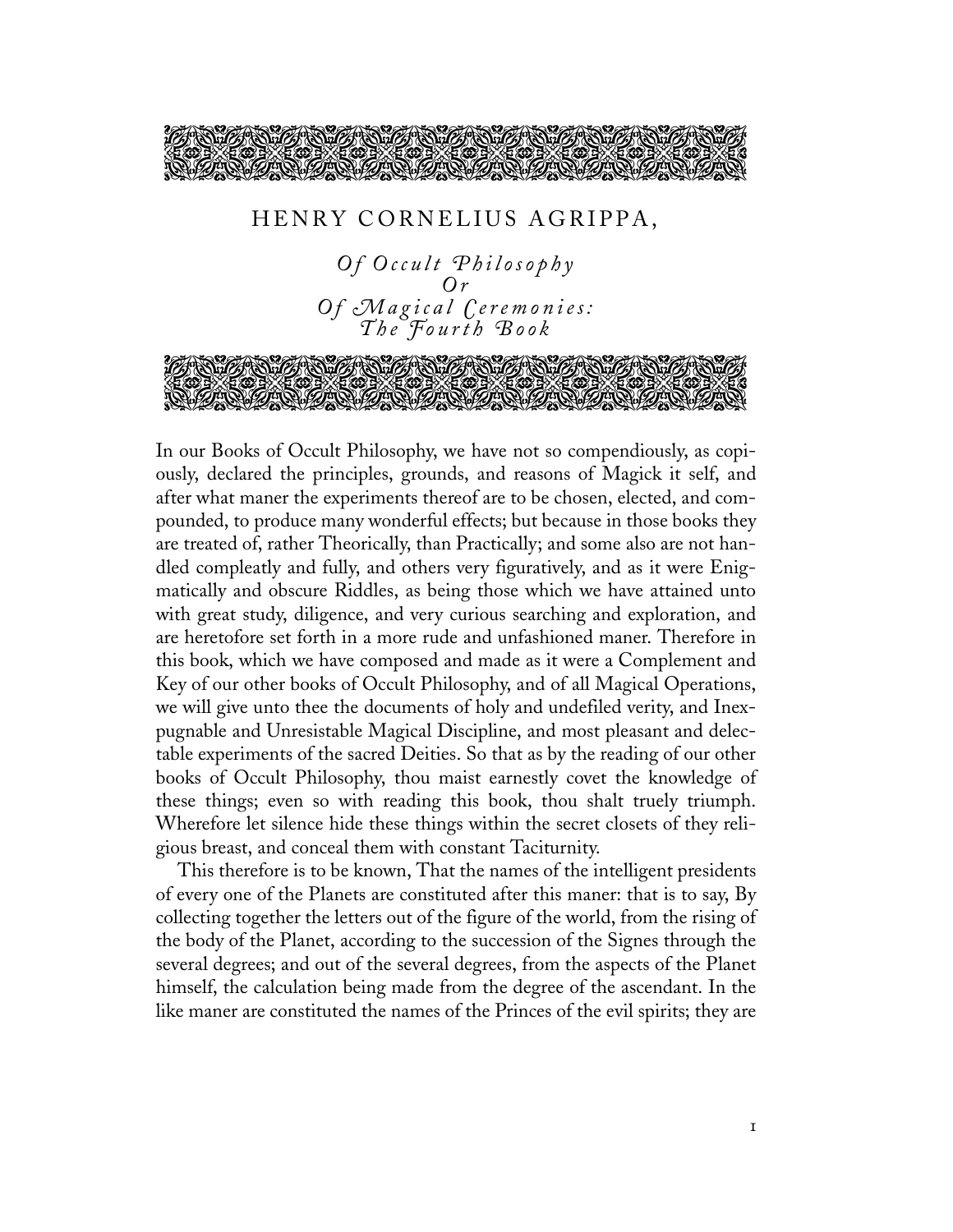# HENRY CORNELIUS AGRIPPA,

## *Of Occult Philosophy*
## *Or*
## *Of Magical Ceremonies:*
## *The Fourth Book*

In our Books of Occult Philosophy, we have not so compendiously, as copiously, declared the principles, grounds, and reasons of Magick it self, and after what maner the experiments thereof are to be chosen, elected, and compounded, to produce many wonderful effects; but because in those books they are treated of, rather Theorically, than Practically; and some also are not handled compleatly and fully, and others very figuratively, and as it were Enigmatically and obscure Riddles, as being those which we have attained unto with great study, diligence, and very curious searching and exploration, and are heretofore set forth in a more rude and unfashioned maner. Therefore in this book, which we have composed and made as it were a Complement and Key of our other books of Occult Philosophy, and of all Magical Operations, we will give unto thee the documents of holy and undefiled verity, and Inexpugnable and Unresistable Magical Discipline, and most pleasant and delectable experiments of the sacred Deities. So that as by the reading of our other books of Occult Philosophy, thou maist earnestly covet the knowledge of these things; even so with reading this book, thou shalt truely triumph. Wherefore let silence hide these things within the secret closets of they religious breast, and conceal them with constant Taciturnity.

This therefore is to be known, That the names of the intelligent presidents of every one of the Planets are constituted after this maner: that is to say, By collecting together the letters out of the figure of the world, from the rising of the body of the Planet, according to the succession of the Signes through the several degrees; and out of the several degrees, from the aspects of the Planet himself, the calculation being made from the degree of the ascendant. In the like maner are constituted the names of the Princes of the evil spirits; they are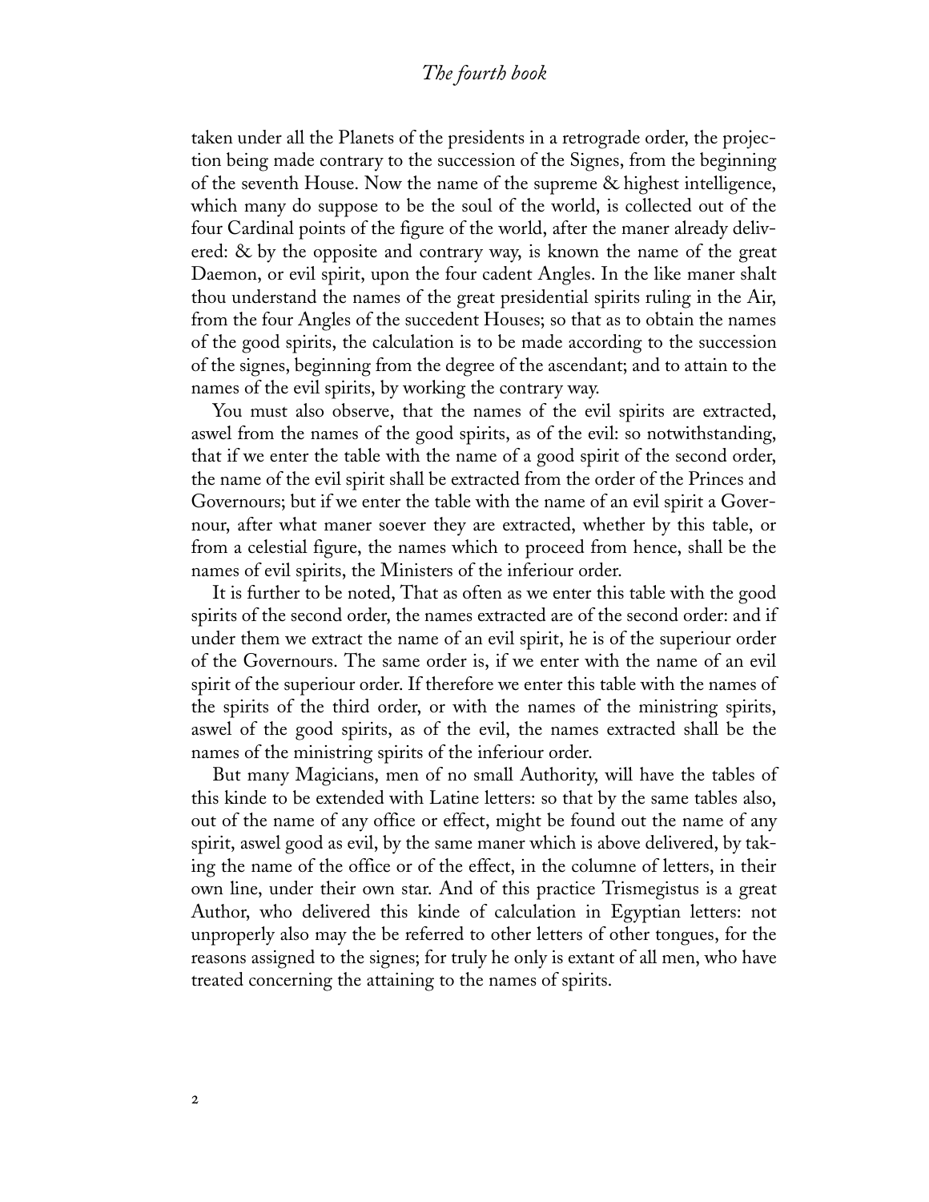taken under all the Planets of the presidents in a retrograde order, the projection being made contrary to the succession of the Signes, from the beginning of the seventh House. Now the name of the supreme & highest intelligence, which many do suppose to be the soul of the world, is collected out of the four Cardinal points of the figure of the world, after the maner already delivered: & by the opposite and contrary way, is known the name of the great Daemon, or evil spirit, upon the four cadent Angles. In the like maner shalt thou understand the names of the great presidential spirits ruling in the Air, from the four Angles of the succedent Houses; so that as to obtain the names of the good spirits, the calculation is to be made according to the succession of the signes, beginning from the degree of the ascendant; and to attain to the names of the evil spirits, by working the contrary way.

You must also observe, that the names of the evil spirits are extracted, aswel from the names of the good spirits, as of the evil: so notwithstanding, that if we enter the table with the name of a good spirit of the second order, the name of the evil spirit shall be extracted from the order of the Princes and Governours; but if we enter the table with the name of an evil spirit a Governour, after what maner soever they are extracted, whether by this table, or from a celestial figure, the names which to proceed from hence, shall be the names of evil spirits, the Ministers of the inferiour order.

It is further to be noted, That as often as we enter this table with the good spirits of the second order, the names extracted are of the second order: and if under them we extract the name of an evil spirit, he is of the superiour order of the Governours. The same order is, if we enter with the name of an evil spirit of the superiour order. If therefore we enter this table with the names of the spirits of the third order, or with the names of the ministring spirits, aswel of the good spirits, as of the evil, the names extracted shall be the names of the ministring spirits of the inferiour order.

But many Magicians, men of no small Authority, will have the tables of this kinde to be extended with Latine letters: so that by the same tables also, out of the name of any office or effect, might be found out the name of any spirit, aswel good as evil, by the same maner which is above delivered, by taking the name of the office or of the effect, in the columne of letters, in their own line, under their own star. And of this practice Trismegistus is a great Author, who delivered this kinde of calculation in Egyptian letters: not unproperly also may the be referred to other letters of other tongues, for the reasons assigned to the signes; for truly he only is extant of all men, who have treated concerning the attaining to the names of spirits.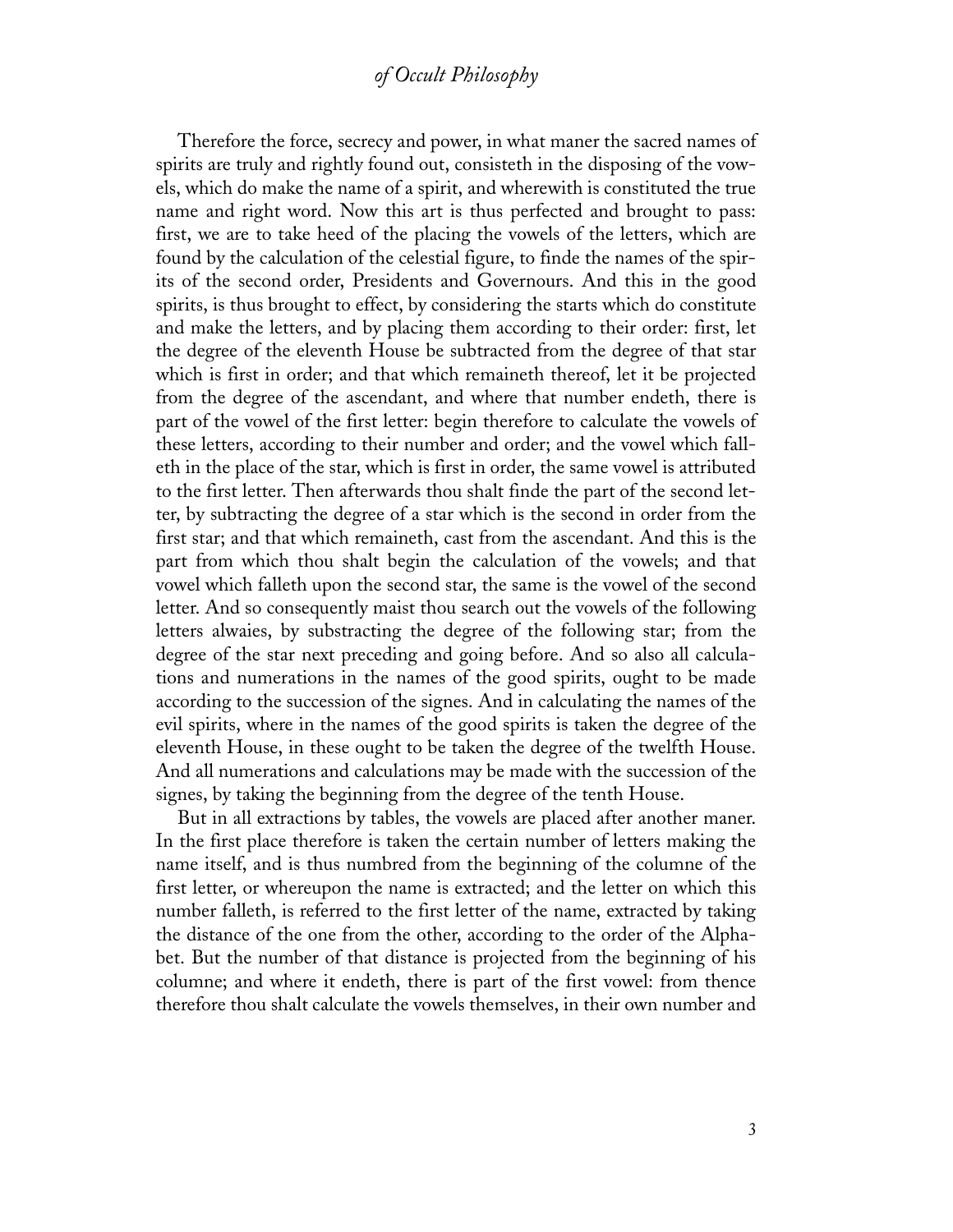Therefore the force, secrecy and power, in what maner the sacred names of spirits are truly and rightly found out, consisteth in the disposing of the vowels, which do make the name of a spirit, and wherewith is constituted the true name and right word. Now this art is thus perfected and brought to pass: first, we are to take heed of the placing the vowels of the letters, which are found by the calculation of the celestial figure, to finde the names of the spirits of the second order, Presidents and Governours. And this in the good spirits, is thus brought to effect, by considering the starts which do constitute and make the letters, and by placing them according to their order: first, let the degree of the eleventh House be subtracted from the degree of that star which is first in order; and that which remaineth thereof, let it be projected from the degree of the ascendant, and where that number endeth, there is part of the vowel of the first letter: begin therefore to calculate the vowels of these letters, according to their number and order; and the vowel which falleth in the place of the star, which is first in order, the same vowel is attributed to the first letter. Then afterwards thou shalt finde the part of the second letter, by subtracting the degree of a star which is the second in order from the first star; and that which remaineth, cast from the ascendant. And this is the part from which thou shalt begin the calculation of the vowels; and that vowel which falleth upon the second star, the same is the vowel of the second letter. And so consequently maist thou search out the vowels of the following letters alwaies, by substracting the degree of the following star; from the degree of the star next preceding and going before. And so also all calculations and numerations in the names of the good spirits, ought to be made according to the succession of the signes. And in calculating the names of the evil spirits, where in the names of the good spirits is taken the degree of the eleventh House, in these ought to be taken the degree of the twelfth House. And all numerations and calculations may be made with the succession of the signes, by taking the beginning from the degree of the tenth House.

But in all extractions by tables, the vowels are placed after another maner. In the first place therefore is taken the certain number of letters making the name itself, and is thus numbred from the beginning of the columne of the first letter, or whereupon the name is extracted; and the letter on which this number falleth, is referred to the first letter of the name, extracted by taking the distance of the one from the other, according to the order of the Alphabet. But the number of that distance is projected from the beginning of his columne; and where it endeth, there is part of the first vowel: from thence therefore thou shalt calculate the vowels themselves, in their own number and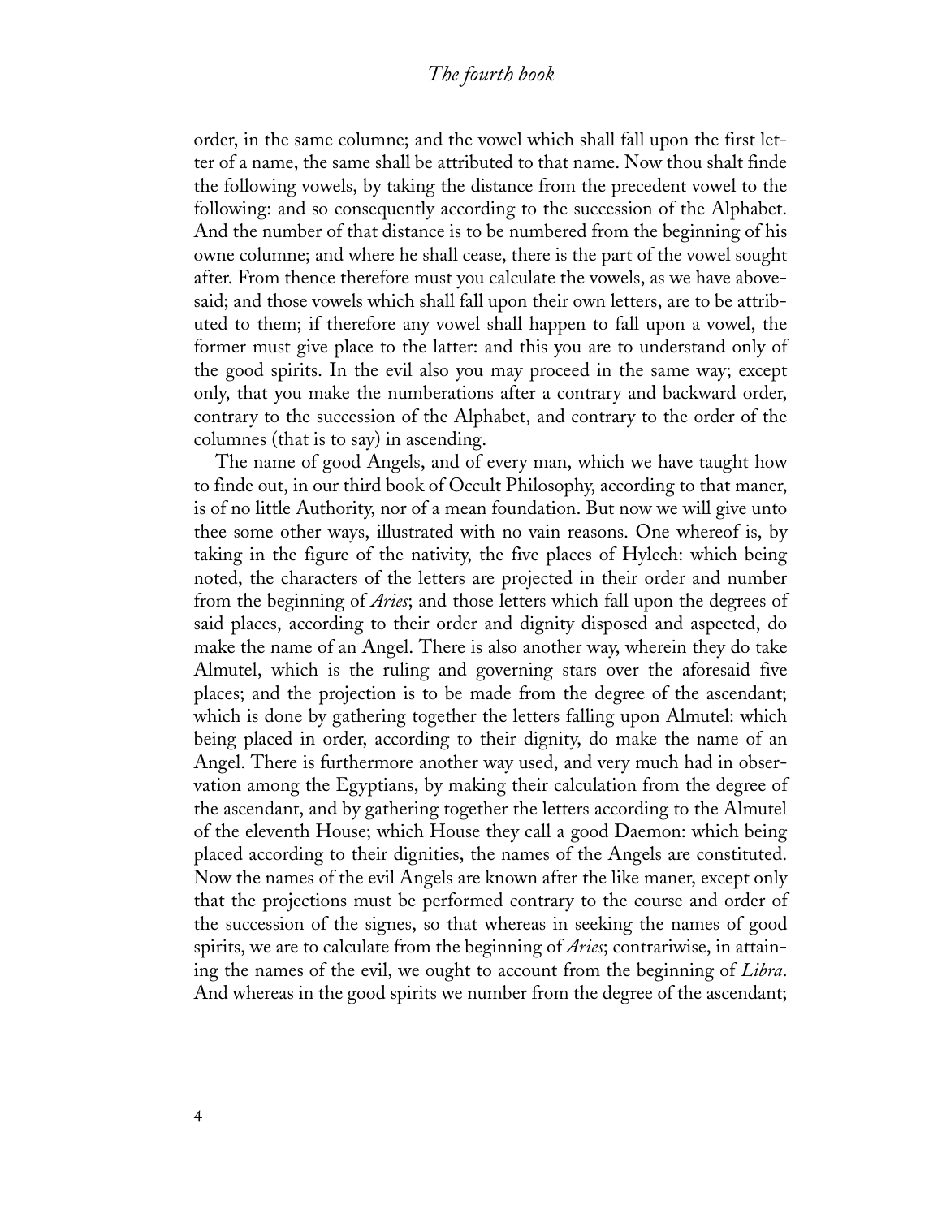order, in the same columne; and the vowel which shall fall upon the first letter of a name, the same shall be attributed to that name. Now thou shalt finde the following vowels, by taking the distance from the precedent vowel to the following: and so consequently according to the succession of the Alphabet. And the number of that distance is to be numbered from the beginning of his owne columne; and where he shall cease, there is the part of the vowel sought after. From thence therefore must you calculate the vowels, as we have abovesaid; and those vowels which shall fall upon their own letters, are to be attributed to them; if therefore any vowel shall happen to fall upon a vowel, the former must give place to the latter: and this you are to understand only of the good spirits. In the evil also you may proceed in the same way; except only, that you make the numberations after a contrary and backward order, contrary to the succession of the Alphabet, and contrary to the order of the columnes (that is to say) in ascending.

The name of good Angels, and of every man, which we have taught how to finde out, in our third book of Occult Philosophy, according to that maner, is of no little Authority, nor of a mean foundation. But now we will give unto thee some other ways, illustrated with no vain reasons. One whereof is, by taking in the figure of the nativity, the five places of Hylech: which being noted, the characters of the letters are projected in their order and number from the beginning of *Aries*; and those letters which fall upon the degrees of said places, according to their order and dignity disposed and aspected, do make the name of an Angel. There is also another way, wherein they do take Almutel, which is the ruling and governing stars over the aforesaid five places; and the projection is to be made from the degree of the ascendant; which is done by gathering together the letters falling upon Almutel: which being placed in order, according to their dignity, do make the name of an Angel. There is furthermore another way used, and very much had in observation among the Egyptians, by making their calculation from the degree of the ascendant, and by gathering together the letters according to the Almutel of the eleventh House; which House they call a good Daemon: which being placed according to their dignities, the names of the Angels are constituted. Now the names of the evil Angels are known after the like maner, except only that the projections must be performed contrary to the course and order of the succession of the signes, so that whereas in seeking the names of good spirits, we are to calculate from the beginning of *Aries*; contrariwise, in attaining the names of the evil, we ought to account from the beginning of *Libra*. And whereas in the good spirits we number from the degree of the ascendant;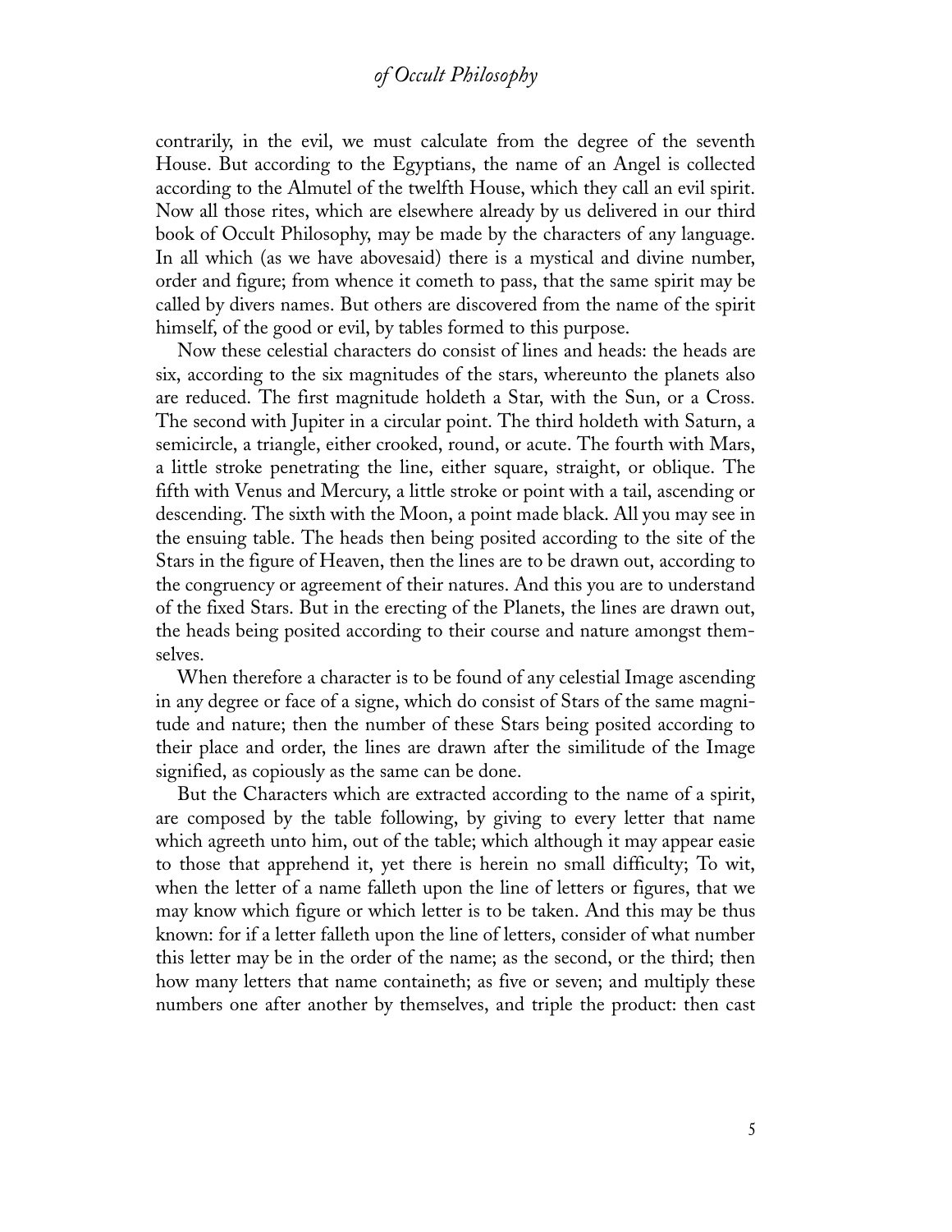contrarily, in the evil, we must calculate from the degree of the seventh House. But according to the Egyptians, the name of an Angel is collected according to the Almutel of the twelfth House, which they call an evil spirit. Now all those rites, which are elsewhere already by us delivered in our third book of Occult Philosophy, may be made by the characters of any language. In all which (as we have abovesaid) there is a mystical and divine number, order and figure; from whence it cometh to pass, that the same spirit may be called by divers names. But others are discovered from the name of the spirit himself, of the good or evil, by tables formed to this purpose.

Now these celestial characters do consist of lines and heads: the heads are six, according to the six magnitudes of the stars, whereunto the planets also are reduced. The first magnitude holdeth a Star, with the Sun, or a Cross. The second with Jupiter in a circular point. The third holdeth with Saturn, a semicircle, a triangle, either crooked, round, or acute. The fourth with Mars, a little stroke penetrating the line, either square, straight, or oblique. The fifth with Venus and Mercury, a little stroke or point with a tail, ascending or descending. The sixth with the Moon, a point made black. All you may see in the ensuing table. The heads then being posited according to the site of the Stars in the figure of Heaven, then the lines are to be drawn out, according to the congruency or agreement of their natures. And this you are to understand of the fixed Stars. But in the erecting of the Planets, the lines are drawn out, the heads being posited according to their course and nature amongst themselves.

When therefore a character is to be found of any celestial Image ascending in any degree or face of a signe, which do consist of Stars of the same magnitude and nature; then the number of these Stars being posited according to their place and order, the lines are drawn after the similitude of the Image signified, as copiously as the same can be done.

But the Characters which are extracted according to the name of a spirit, are composed by the table following, by giving to every letter that name which agreeth unto him, out of the table; which although it may appear easie to those that apprehend it, yet there is herein no small difficulty; To wit, when the letter of a name falleth upon the line of letters or figures, that we may know which figure or which letter is to be taken. And this may be thus known: for if a letter falleth upon the line of letters, consider of what number this letter may be in the order of the name; as the second, or the third; then how many letters that name containeth; as five or seven; and multiply these numbers one after another by themselves, and triple the product: then cast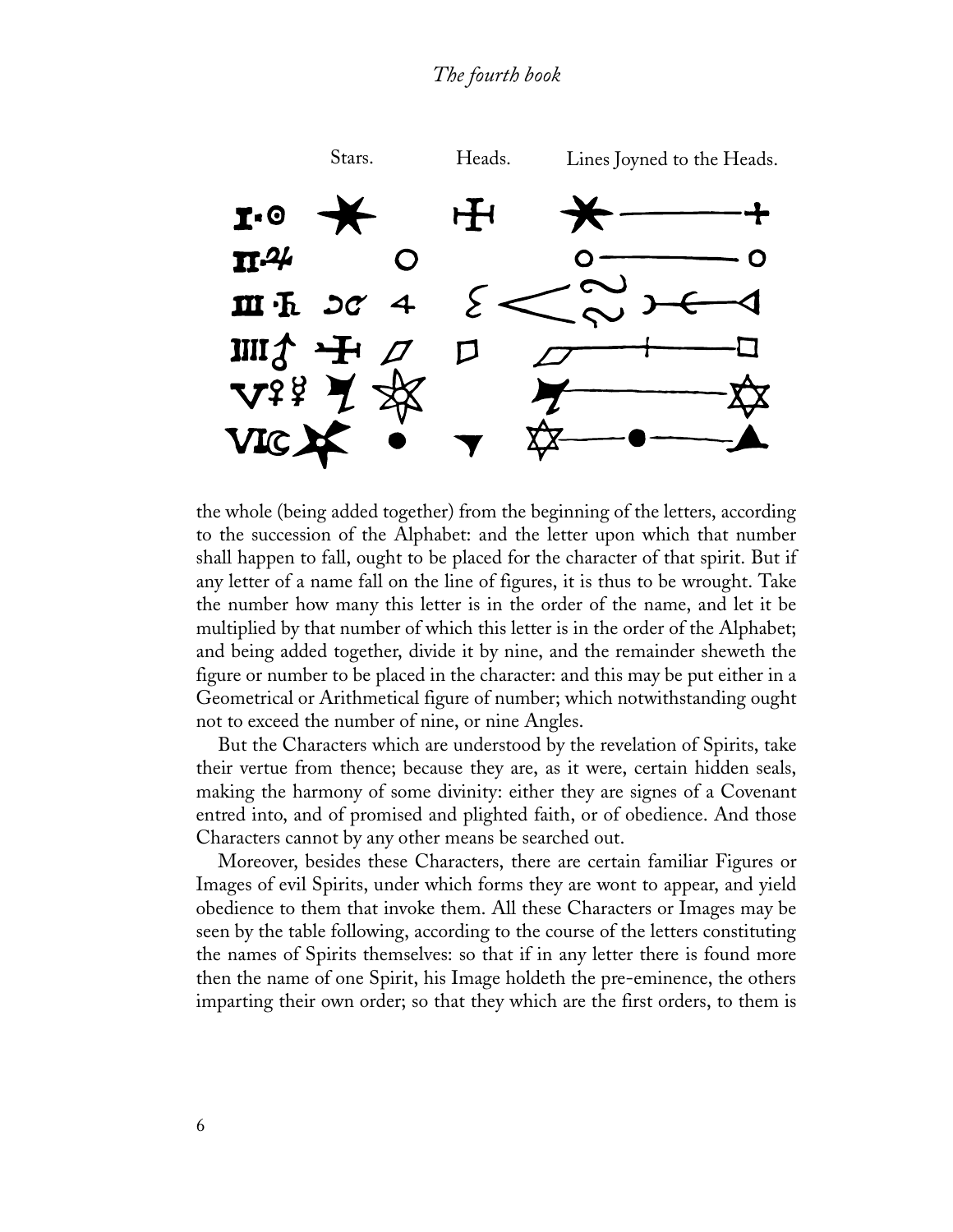| | Stars. | Heads. | Lines Joyned to the Heads. |
|---|---|---|---|
| I. ☉ | | | |
| II. ♃ | | | |
| III. ♄ | | | |
| IIII. ♂ | | | |
| V. ♀ ☿ | | | |
| VI. ☾ | | | |

the whole (being added together) from the beginning of the letters, according to the succession of the Alphabet: and the letter upon which that number shall happen to fall, ought to be placed for the character of that spirit. But if any letter of a name fall on the line of figures, it is thus to be wrought. Take the number how many this letter is in the order of the name, and let it be multiplied by that number of which this letter is in the order of the Alphabet; and being added together, divide it by nine, and the remainder sheweth the figure or number to be placed in the character: and this may be put either in a Geometrical or Arithmetical figure of number; which notwithstanding ought not to exceed the number of nine, or nine Angles.

But the Characters which are understood by the revelation of Spirits, take their vertue from thence; because they are, as it were, certain hidden seals, making the harmony of some divinity: either they are signes of a Covenant entred into, and of promised and plighted faith, or of obedience. And those Characters cannot by any other means be searched out.

Moreover, besides these Characters, there are certain familiar Figures or Images of evil Spirits, under which forms they are wont to appear, and yield obedience to them that invoke them. All these Characters or Images may be seen by the table following, according to the course of the letters constituting the names of Spirits themselves: so that if in any letter there is found more then the name of one Spirit, his Image holdeth the pre-eminence, the others imparting their own order; so that they which are the first orders, to them is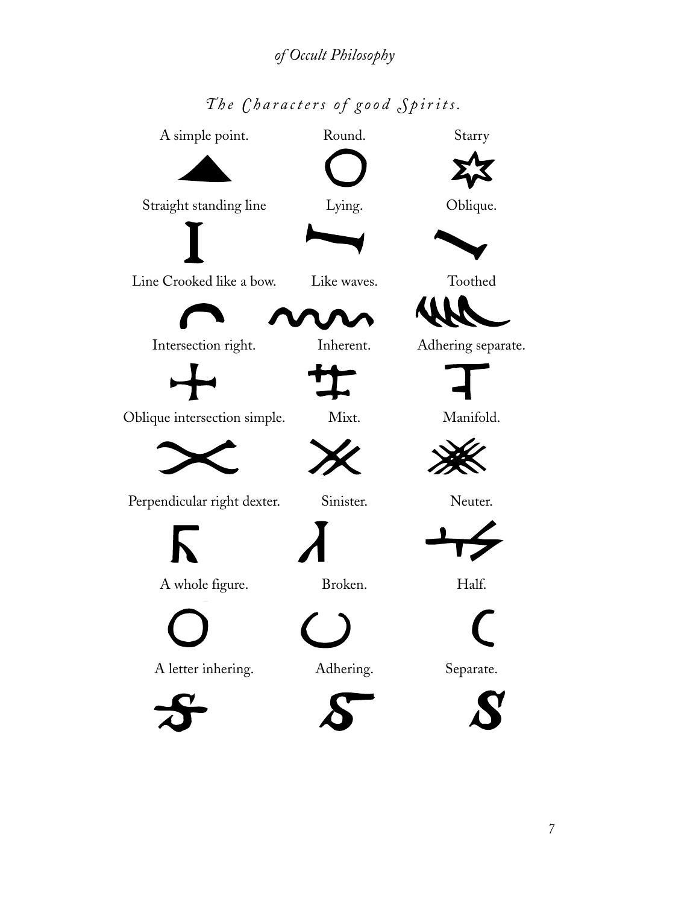## *The Characters of good Spirits.*

| A simple point. | Round. | Starry |
| --- | --- | --- |
| Straight standing line | Lying. | Oblique. |
| Line Crooked like a bow. | Like waves. | Toothed |
| Intersection right. | Inherent. | Adhering separate. |
| Oblique intersection simple. | Mixt. | Manifold. |
| Perpendicular right dexter. | Sinister. | Neuter. |
| A whole figure. | Broken. | Half. |
| A letter inhering. | Adhering. | Separate. |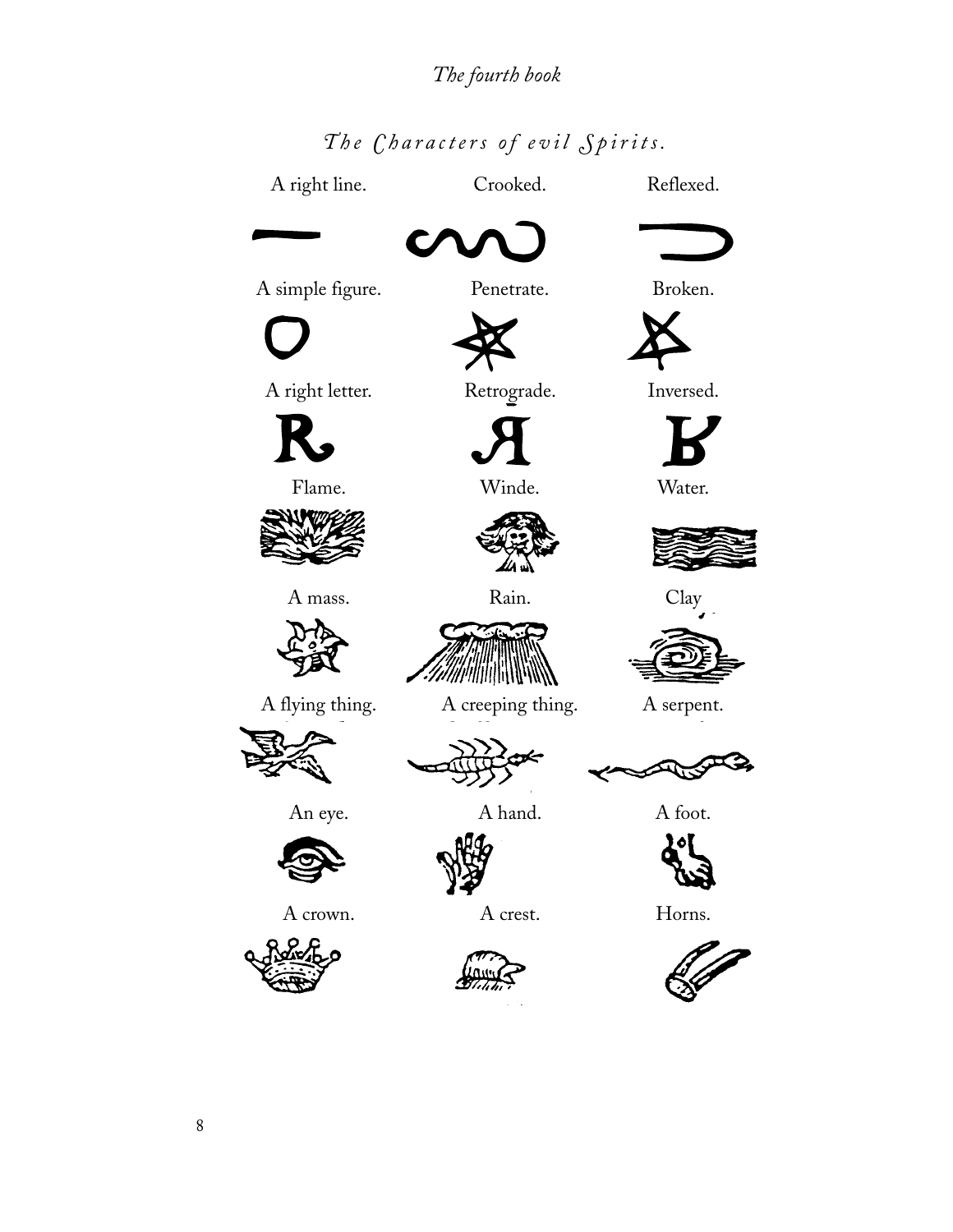## *The Characters of evil Spirits.*

A right line. Crooked. Reflexed.

A simple figure. Penetrate. Broken.

A right letter. Retrograde. Inversed.

Flame. Winde. Water.

A mass. Rain. Clay

A flying thing. A creeping thing. A serpent.

An eye. A hand. A foot.

A crown. A crest. Horns.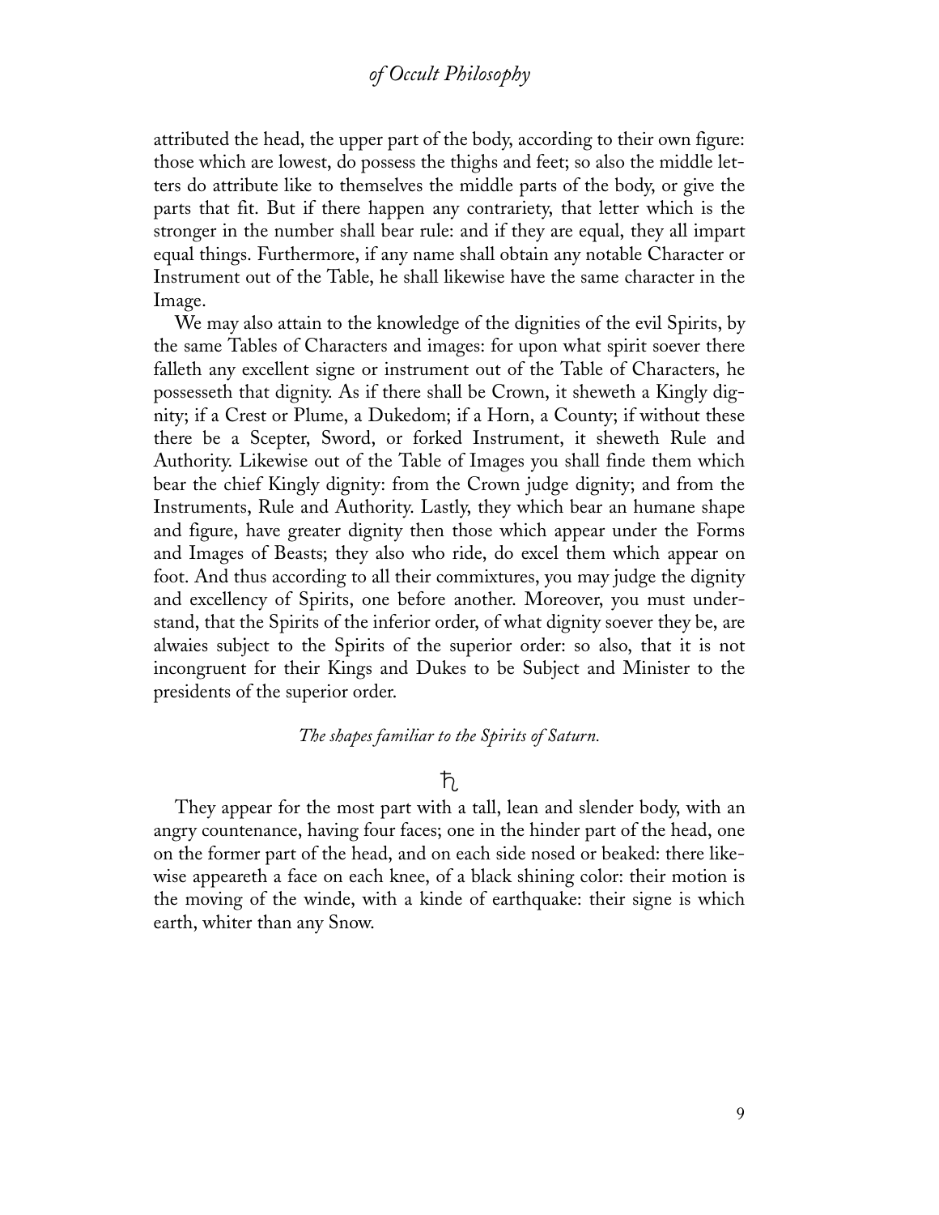attributed the head, the upper part of the body, according to their own figure: those which are lowest, do possess the thighs and feet; so also the middle letters do attribute like to themselves the middle parts of the body, or give the parts that fit. But if there happen any contrariety, that letter which is the stronger in the number shall bear rule: and if they are equal, they all impart equal things. Furthermore, if any name shall obtain any notable Character or Instrument out of the Table, he shall likewise have the same character in the Image.

We may also attain to the knowledge of the dignities of the evil Spirits, by the same Tables of Characters and images: for upon what spirit soever there falleth any excellent signe or instrument out of the Table of Characters, he possesseth that dignity. As if there shall be Crown, it sheweth a Kingly dignity; if a Crest or Plume, a Dukedom; if a Horn, a County; if without these there be a Scepter, Sword, or forked Instrument, it sheweth Rule and Authority. Likewise out of the Table of Images you shall finde them which bear the chief Kingly dignity: from the Crown judge dignity; and from the Instruments, Rule and Authority. Lastly, they which bear an humane shape and figure, have greater dignity then those which appear under the Forms and Images of Beasts; they also who ride, do excel them which appear on foot. And thus according to all their commixtures, you may judge the dignity and excellency of Spirits, one before another. Moreover, you must understand, that the Spirits of the inferior order, of what dignity soever they be, are alwaies subject to the Spirits of the superior order: so also, that it is not incongruent for their Kings and Dukes to be Subject and Minister to the presidents of the superior order.

*The shapes familiar to the Spirits of Saturn.*

♄

They appear for the most part with a tall, lean and slender body, with an angry countenance, having four faces; one in the hinder part of the head, one on the former part of the head, and on each side nosed or beaked: there likewise appeareth a face on each knee, of a black shining color: their motion is the moving of the winde, with a kinde of earthquake: their signe is which earth, whiter than any Snow.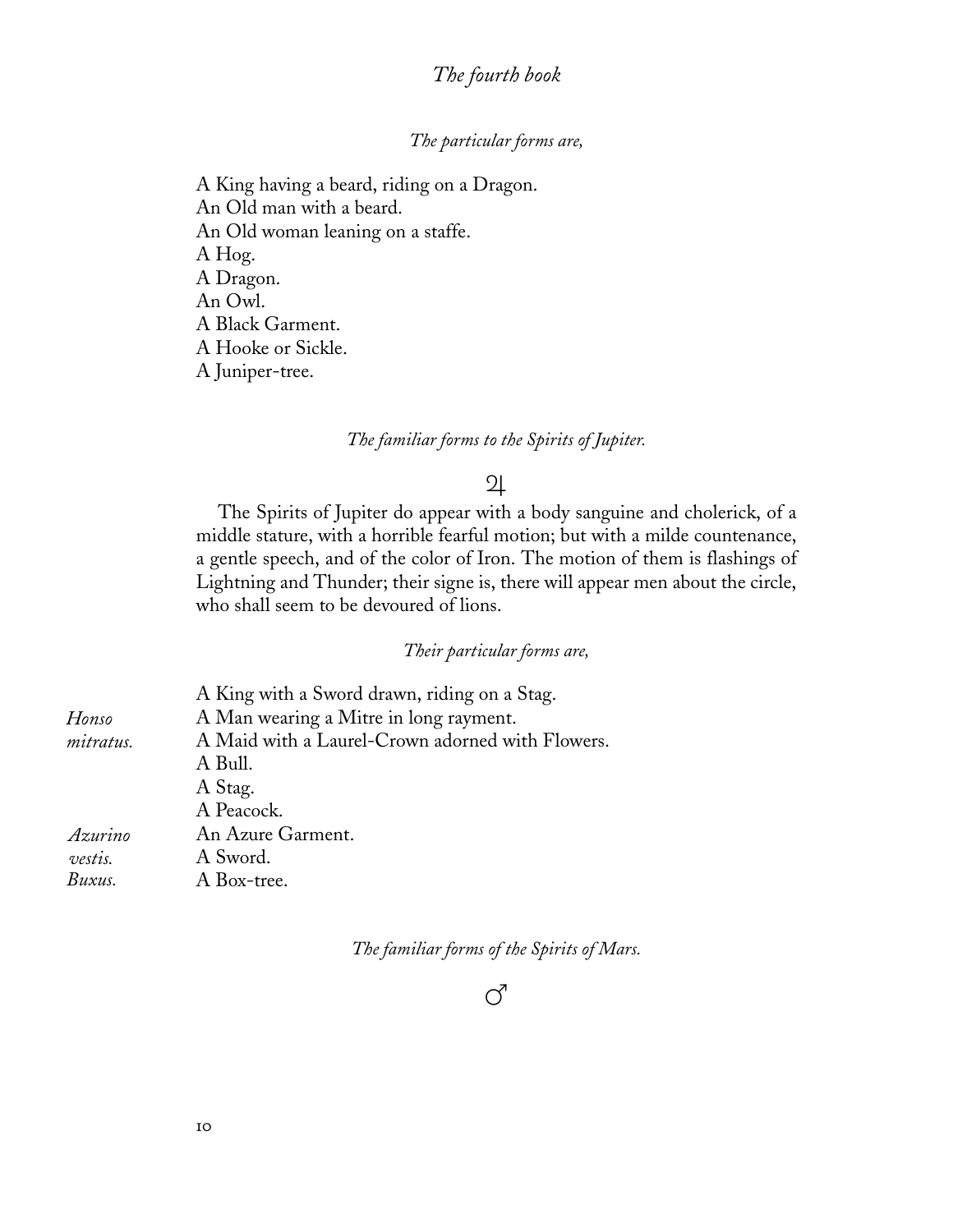*The particular forms are,*

A King having a beard, riding on a Dragon.
An Old man with a beard.
An Old woman leaning on a staffe.
A Hog.
A Dragon.
An Owl.
A Black Garment.
A Hooke or Sickle.
A Juniper-tree.

*The familiar forms to the Spirits of Jupiter.*

♃

The Spirits of Jupiter do appear with a body sanguine and cholerick, of a middle stature, with a horrible fearful motion; but with a milde countenance, a gentle speech, and of the color of Iron. The motion of them is flashings of Lightning and Thunder; their signe is, there will appear men about the circle, who shall seem to be devoured of lions.

*Their particular forms are,*

A King with a Sword drawn, riding on a Stag.
A Man wearing a Mitre in long rayment. (*Honso mitratus.*)
A Maid with a Laurel-Crown adorned with Flowers.
A Bull.
A Stag.
A Peacock.
An Azure Garment. (*Azurino vestis.*)
A Sword.
A Box-tree. (*Buxus.*)

*The familiar forms of the Spirits of Mars.*

♂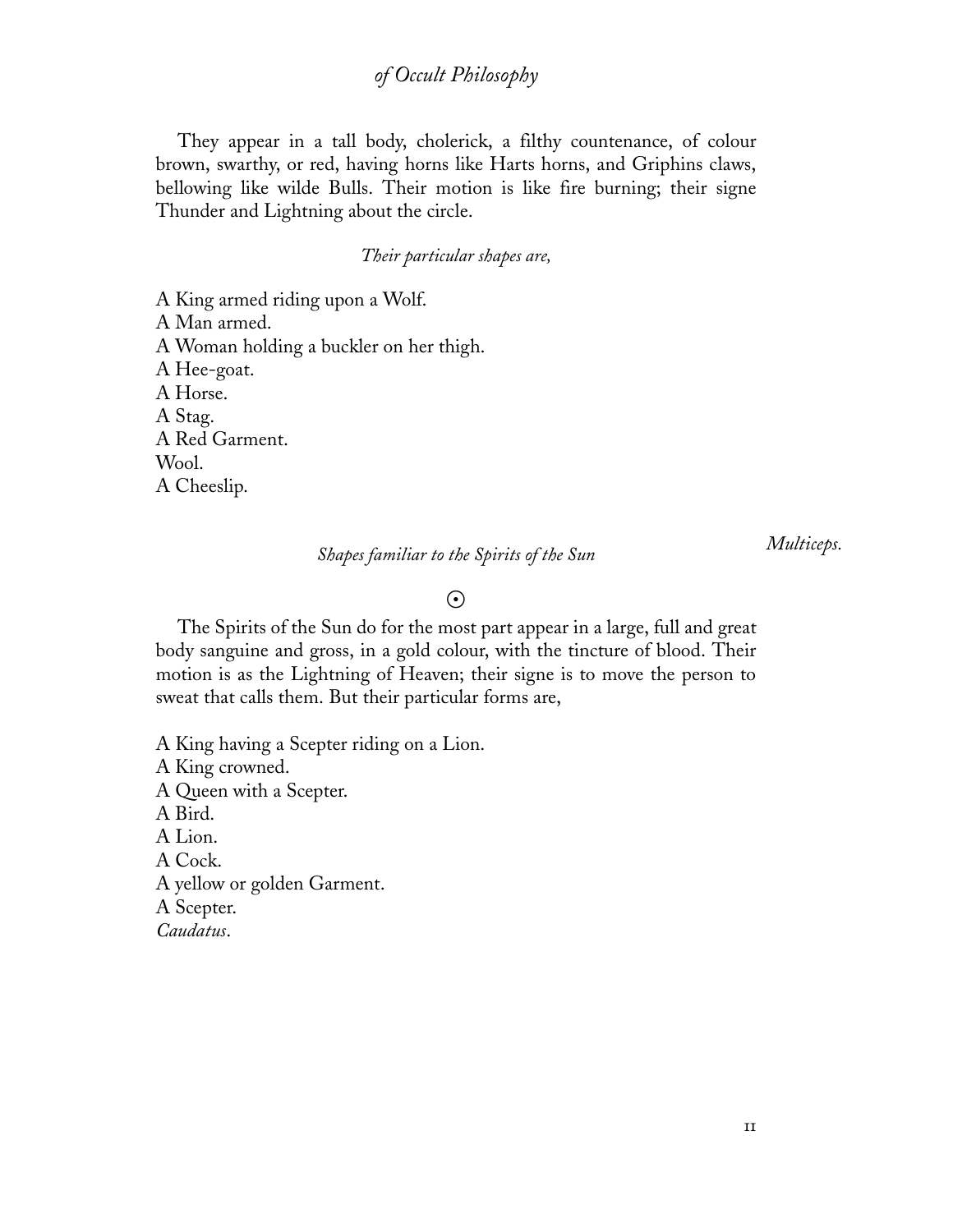They appear in a tall body, cholerick, a filthy countenance, of colour brown, swarthy, or red, having horns like Harts horns, and Griphins claws, bellowing like wilde Bulls. Their motion is like fire burning; their signe Thunder and Lightning about the circle.

*Their particular shapes are,*

A King armed riding upon a Wolf.
A Man armed.
A Woman holding a buckler on her thigh.
A Hee-goat.
A Horse.
A Stag.
A Red Garment.
Wool.
A Cheeslip.

*Multiceps.*

*Shapes familiar to the Spirits of the Sun*

☉

The Spirits of the Sun do for the most part appear in a large, full and great body sanguine and gross, in a gold colour, with the tincture of blood. Their motion is as the Lightning of Heaven; their signe is to move the person to sweat that calls them. But their particular forms are,

A King having a Scepter riding on a Lion.
A King crowned.
A Queen with a Scepter.
A Bird.
A Lion.
A Cock.
A yellow or golden Garment.
A Scepter.
*Caudatus*.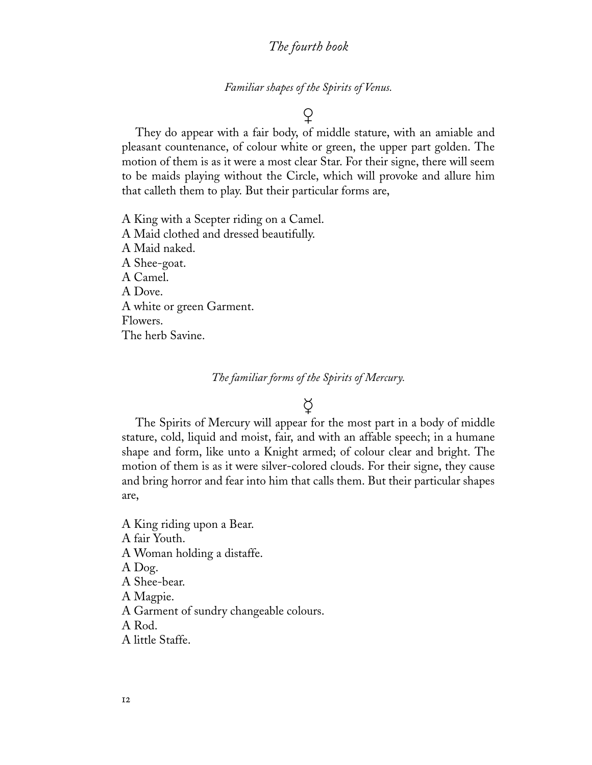### *Familiar shapes of the Spirits of Venus.*

♀

They do appear with a fair body, of middle stature, with an amiable and pleasant countenance, of colour white or green, the upper part golden. The motion of them is as it were a most clear Star. For their signe, there will seem to be maids playing without the Circle, which will provoke and allure him that calleth them to play. But their particular forms are,

A King with a Scepter riding on a Camel.
A Maid clothed and dressed beautifully.
A Maid naked.
A Shee-goat.
A Camel.
A Dove.
A white or green Garment.
Flowers.
The herb Savine.

### *The familiar forms of the Spirits of Mercury.*

☿

The Spirits of Mercury will appear for the most part in a body of middle stature, cold, liquid and moist, fair, and with an affable speech; in a humane shape and form, like unto a Knight armed; of colour clear and bright. The motion of them is as it were silver-colored clouds. For their signe, they cause and bring horror and fear into him that calls them. But their particular shapes are,

A King riding upon a Bear.
A fair Youth.
A Woman holding a distaffe.
A Dog.
A Shee-bear.
A Magpie.
A Garment of sundry changeable colours.
A Rod.
A little Staffe.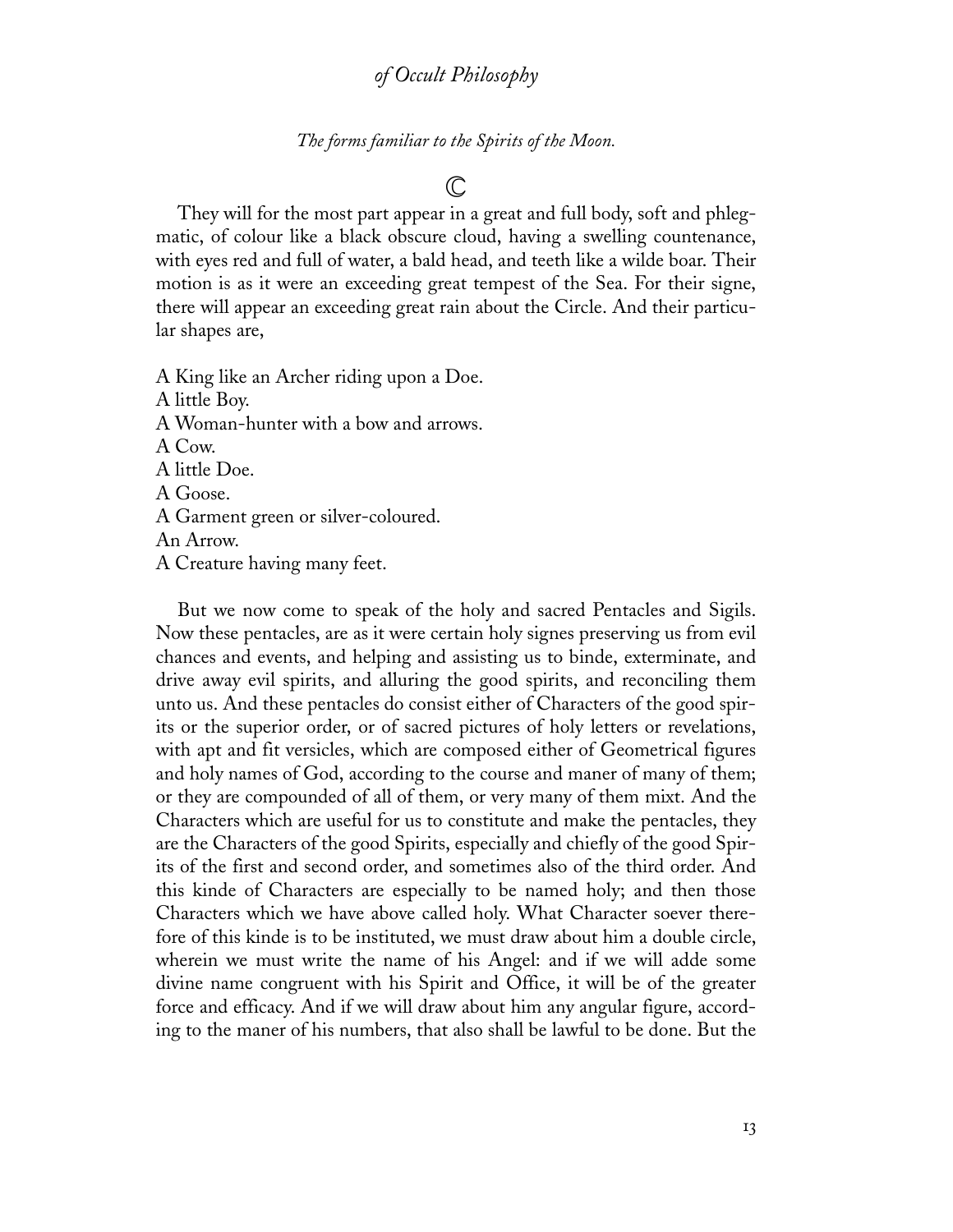*The forms familiar to the Spirits of the Moon.*

☾

They will for the most part appear in a great and full body, soft and phlegmatic, of colour like a black obscure cloud, having a swelling countenance, with eyes red and full of water, a bald head, and teeth like a wilde boar. Their motion is as it were an exceeding great tempest of the Sea. For their signe, there will appear an exceeding great rain about the Circle. And their particular shapes are,

A King like an Archer riding upon a Doe.
A little Boy.
A Woman-hunter with a bow and arrows.
A Cow.
A little Doe.
A Goose.
A Garment green or silver-coloured.
An Arrow.
A Creature having many feet.

But we now come to speak of the holy and sacred Pentacles and Sigils. Now these pentacles, are as it were certain holy signes preserving us from evil chances and events, and helping and assisting us to binde, exterminate, and drive away evil spirits, and alluring the good spirits, and reconciling them unto us. And these pentacles do consist either of Characters of the good spirits or the superior order, or of sacred pictures of holy letters or revelations, with apt and fit versicles, which are composed either of Geometrical figures and holy names of God, according to the course and maner of many of them; or they are compounded of all of them, or very many of them mixt. And the Characters which are useful for us to constitute and make the pentacles, they are the Characters of the good Spirits, especially and chiefly of the good Spirits of the first and second order, and sometimes also of the third order. And this kinde of Characters are especially to be named holy; and then those Characters which we have above called holy. What Character soever therefore of this kinde is to be instituted, we must draw about him a double circle, wherein we must write the name of his Angel: and if we will adde some divine name congruent with his Spirit and Office, it will be of the greater force and efficacy. And if we will draw about him any angular figure, according to the maner of his numbers, that also shall be lawful to be done. But the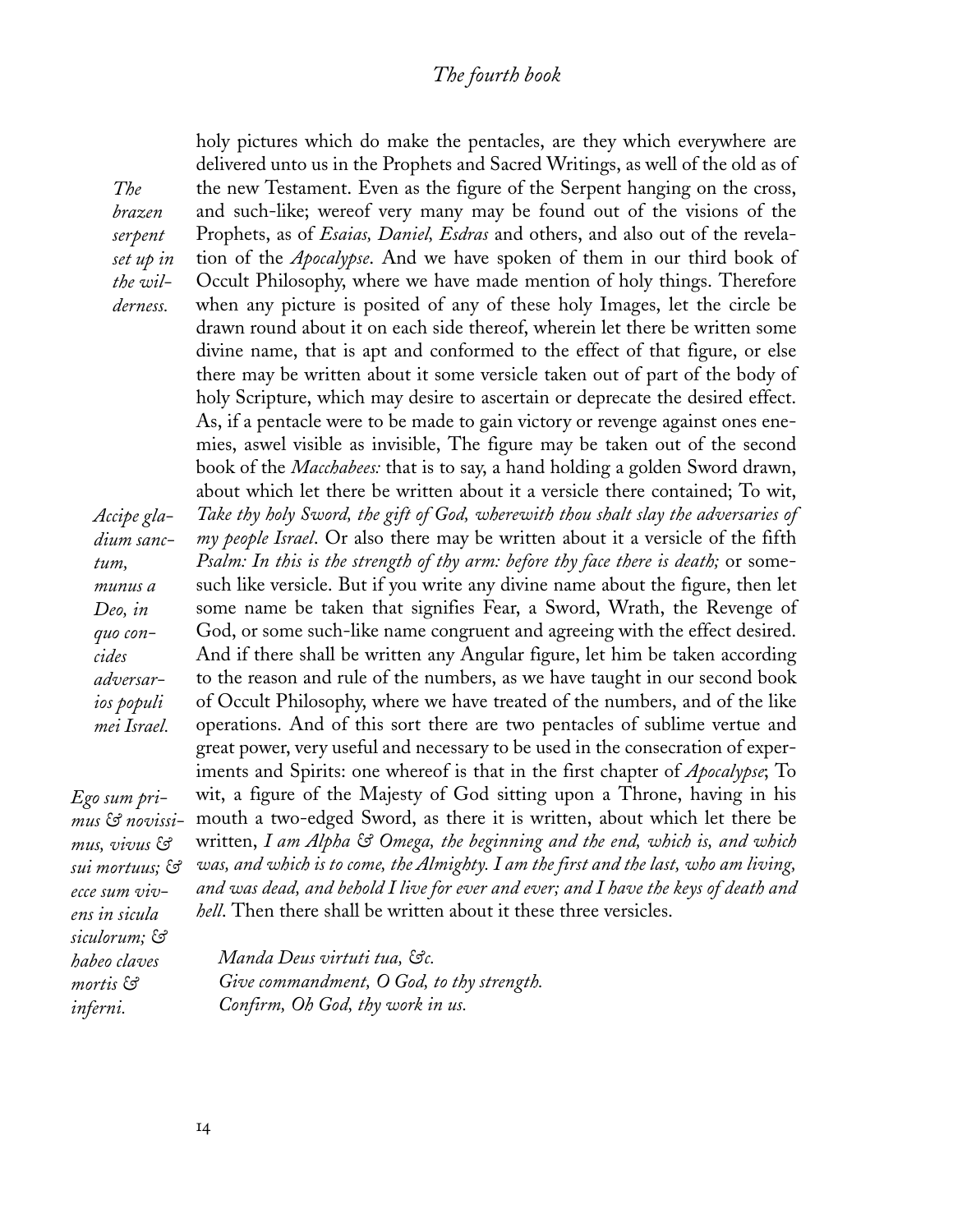holy pictures which do make the pentacles, are they which everywhere are delivered unto us in the Prophets and Sacred Writings, as well of the old as of the new Testament. Even as the figure of the Serpent hanging on the cross, and such-like; wereof very many may be found out of the visions of the Prophets, as of *Esaias, Daniel, Esdras* and others, and also out of the revelation of the *Apocalypse*. And we have spoken of them in our third book of Occult Philosophy, where we have made mention of holy things. Therefore when any picture is posited of any of these holy Images, let the circle be drawn round about it on each side thereof, wherein let there be written some divine name, that is apt and conformed to the effect of that figure, or else there may be written about it some versicle taken out of part of the body of holy Scripture, which may desire to ascertain or deprecate the desired effect. As, if a pentacle were to be made to gain victory or revenge against ones enemies, aswel visible as invisible, The figure may be taken out of the second book of the *Macchabees:* that is to say, a hand holding a golden Sword drawn, about which let there be written about it a versicle there contained; To wit, *Take thy holy Sword, the gift of God, wherewith thou shalt slay the adversaries of my people Israel*. Or also there may be written about it a versicle of the fifth *Psalm: In this is the strength of thy arm: before thy face there is death;* or somesuch like versicle. But if you write any divine name about the figure, then let some name be taken that signifies Fear, a Sword, Wrath, the Revenge of God, or some such-like name congruent and agreeing with the effect desired. And if there shall be written any Angular figure, let him be taken according to the reason and rule of the numbers, as we have taught in our second book of Occult Philosophy, where we have treated of the numbers, and of the like operations. And of this sort there are two pentacles of sublime vertue and great power, very useful and necessary to be used in the consecration of experiments and Spirits: one whereof is that in the first chapter of *Apocalypse*; To wit, a figure of the Majesty of God sitting upon a Throne, having in his mouth a two-edged Sword, as there it is written, about which let there be written, *I am Alpha & Omega, the beginning and the end, which is, and which was, and which is to come, the Almighty. I am the first and the last, who am living, and was dead, and behold I live for ever and ever; and I have the keys of death and hell*. Then there shall be written about it these three versicles.

*Manda Deus virtuti tua, &c.*
*Give commandment, O God, to thy strength.*
*Confirm, Oh God, thy work in us.*

*The brazen serpent set up in the wilderness.*

*Accipe gladium sanctum, munus a Deo, in quo concides adversarios populi mei Israel.*

*Ego sum primus & novissimus, vivus & sui mortuus; & ecce sum vivens in sicula siculorum; & habeo claves mortis & inferni.*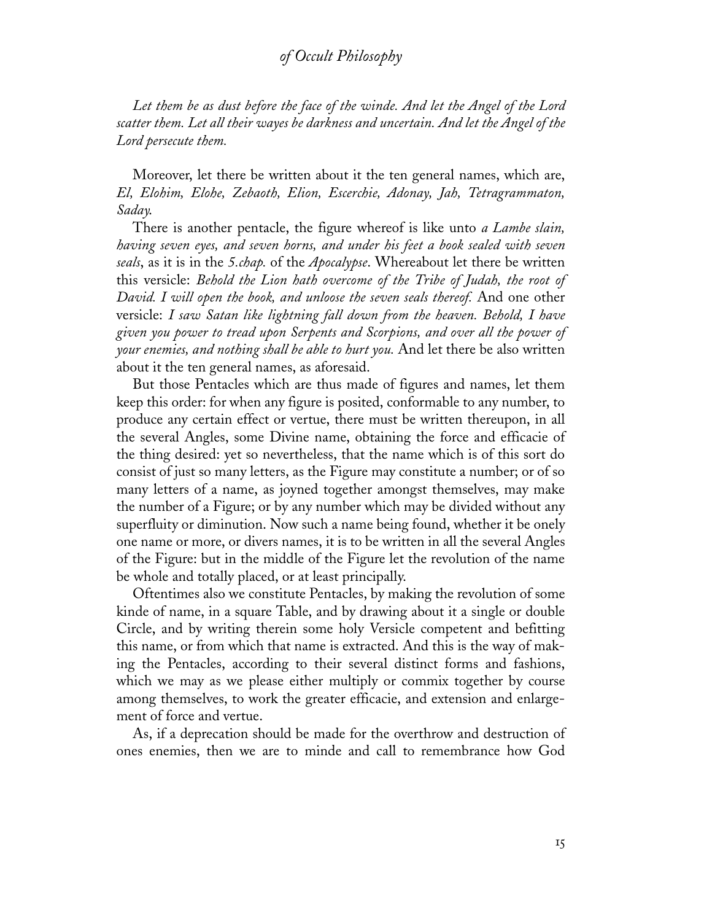*Let them be as dust before the face of the winde. And let the Angel of the Lord scatter them. Let all their wayes be darkness and uncertain. And let the Angel of the Lord persecute them.*

Moreover, let there be written about it the ten general names, which are, *El, Elohim, Elohe, Zebaoth, Elion, Escerchie, Adonay, Jah, Tetragrammaton, Saday.*

There is another pentacle, the figure whereof is like unto *a Lambe slain, having seven eyes, and seven horns, and under his feet a book sealed with seven seals*, as it is in the *5.chap.* of the *Apocalypse*. Whereabout let there be written this versicle: *Behold the Lion hath overcome of the Tribe of Judah, the root of David. I will open the book, and unloose the seven seals thereof.* And one other versicle: *I saw Satan like lightning fall down from the heaven. Behold, I have given you power to tread upon Serpents and Scorpions, and over all the power of your enemies, and nothing shall be able to hurt you.* And let there be also written about it the ten general names, as aforesaid.

But those Pentacles which are thus made of figures and names, let them keep this order: for when any figure is posited, conformable to any number, to produce any certain effect or vertue, there must be written thereupon, in all the several Angles, some Divine name, obtaining the force and efficacie of the thing desired: yet so nevertheless, that the name which is of this sort do consist of just so many letters, as the Figure may constitute a number; or of so many letters of a name, as joyned together amongst themselves, may make the number of a Figure; or by any number which may be divided without any superfluity or diminution. Now such a name being found, whether it be onely one name or more, or divers names, it is to be written in all the several Angles of the Figure: but in the middle of the Figure let the revolution of the name be whole and totally placed, or at least principally.

Oftentimes also we constitute Pentacles, by making the revolution of some kinde of name, in a square Table, and by drawing about it a single or double Circle, and by writing therein some holy Versicle competent and befitting this name, or from which that name is extracted. And this is the way of making the Pentacles, according to their several distinct forms and fashions, which we may as we please either multiply or commix together by course among themselves, to work the greater efficacie, and extension and enlargement of force and vertue.

As, if a deprecation should be made for the overthrow and destruction of ones enemies, then we are to minde and call to remembrance how God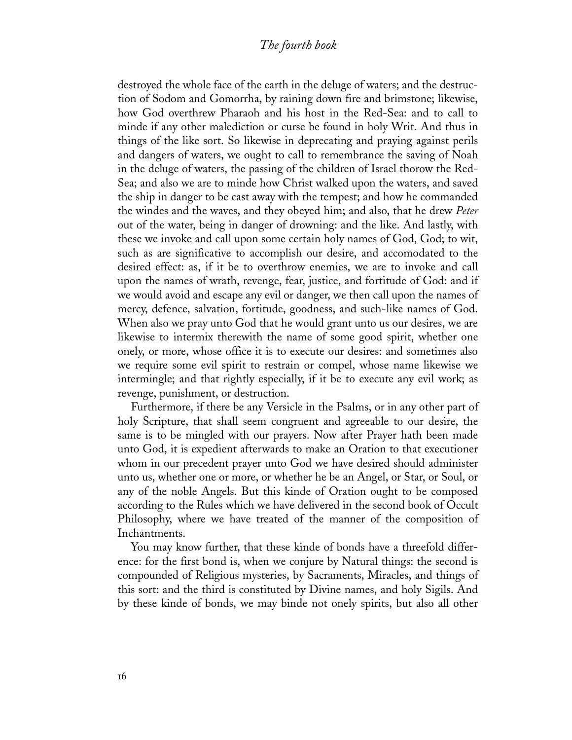destroyed the whole face of the earth in the deluge of waters; and the destruction of Sodom and Gomorrha, by raining down fire and brimstone; likewise, how God overthrew Pharaoh and his host in the Red-Sea: and to call to minde if any other malediction or curse be found in holy Writ. And thus in things of the like sort. So likewise in deprecating and praying against perils and dangers of waters, we ought to call to remembrance the saving of Noah in the deluge of waters, the passing of the children of Israel thorow the Red-Sea; and also we are to minde how Christ walked upon the waters, and saved the ship in danger to be cast away with the tempest; and how he commanded the windes and the waves, and they obeyed him; and also, that he drew *Peter* out of the water, being in danger of drowning: and the like. And lastly, with these we invoke and call upon some certain holy names of God, God; to wit, such as are significative to accomplish our desire, and accomodated to the desired effect: as, if it be to overthrow enemies, we are to invoke and call upon the names of wrath, revenge, fear, justice, and fortitude of God: and if we would avoid and escape any evil or danger, we then call upon the names of mercy, defence, salvation, fortitude, goodness, and such-like names of God. When also we pray unto God that he would grant unto us our desires, we are likewise to intermix therewith the name of some good spirit, whether one onely, or more, whose office it is to execute our desires: and sometimes also we require some evil spirit to restrain or compel, whose name likewise we intermingle; and that rightly especially, if it be to execute any evil work; as revenge, punishment, or destruction.

Furthermore, if there be any Versicle in the Psalms, or in any other part of holy Scripture, that shall seem congruent and agreeable to our desire, the same is to be mingled with our prayers. Now after Prayer hath been made unto God, it is expedient afterwards to make an Oration to that executioner whom in our precedent prayer unto God we have desired should administer unto us, whether one or more, or whether he be an Angel, or Star, or Soul, or any of the noble Angels. But this kinde of Oration ought to be composed according to the Rules which we have delivered in the second book of Occult Philosophy, where we have treated of the manner of the composition of Inchantments.

You may know further, that these kinde of bonds have a threefold difference: for the first bond is, when we conjure by Natural things: the second is compounded of Religious mysteries, by Sacraments, Miracles, and things of this sort: and the third is constituted by Divine names, and holy Sigils. And by these kinde of bonds, we may binde not onely spirits, but also all other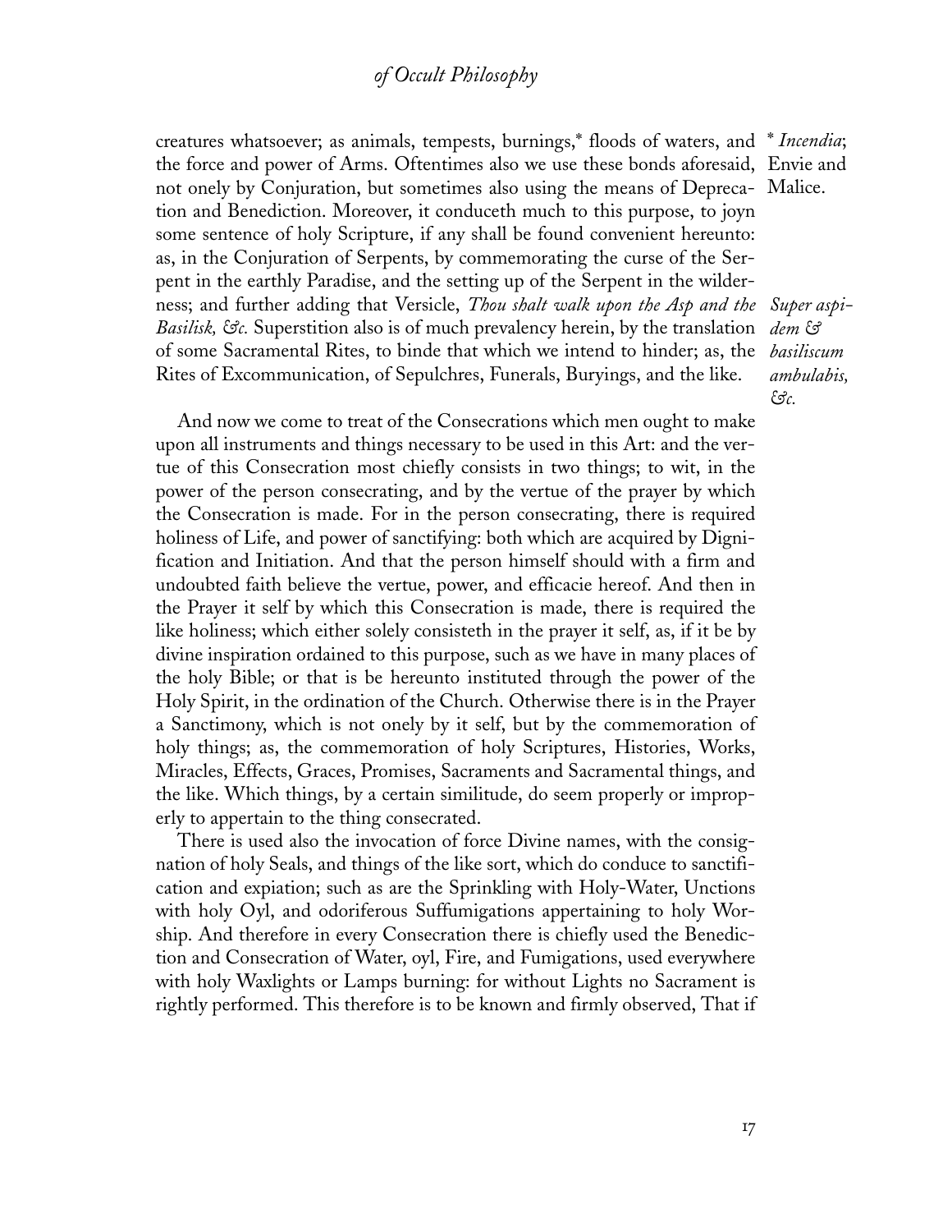creatures whatsoever; as animals, tempests, burnings,* floods of waters, and the force and power of Arms. Oftentimes also we use these bonds aforesaid, not onely by Conjuration, but sometimes also using the means of Deprecation and Benediction. Moreover, it conduceth much to this purpose, to joyn some sentence of holy Scripture, if any shall be found convenient hereunto: as, in the Conjuration of Serpents, by commemorating the curse of the Serpent in the earthly Paradise, and the setting up of the Serpent in the wilderness; and further adding that Versicle, *Thou shalt walk upon the Asp and the Basilisk, &c.* Superstition also is of much prevalency herein, by the translation of some Sacramental Rites, to binde that which we intend to hinder; as, the Rites of Excommunication, of Sepulchres, Funerals, Buryings, and the like.

\* *Incendia*; Envie and Malice.

*Super aspidem & basiliscum ambulabis, &c.*

And now we come to treat of the Consecrations which men ought to make upon all instruments and things necessary to be used in this Art: and the vertue of this Consecration most chiefly consists in two things; to wit, in the power of the person consecrating, and by the vertue of the prayer by which the Consecration is made. For in the person consecrating, there is required holiness of Life, and power of sanctifying: both which are acquired by Dignification and Initiation. And that the person himself should with a firm and undoubted faith believe the vertue, power, and efficacie hereof. And then in the Prayer it self by which this Consecration is made, there is required the like holiness; which either solely consisteth in the prayer it self, as, if it be by divine inspiration ordained to this purpose, such as we have in many places of the holy Bible; or that is be hereunto instituted through the power of the Holy Spirit, in the ordination of the Church. Otherwise there is in the Prayer a Sanctimony, which is not onely by it self, but by the commemoration of holy things; as, the commemoration of holy Scriptures, Histories, Works, Miracles, Effects, Graces, Promises, Sacraments and Sacramental things, and the like. Which things, by a certain similitude, do seem properly or improperly to appertain to the thing consecrated.

There is used also the invocation of force Divine names, with the consignation of holy Seals, and things of the like sort, which do conduce to sanctification and expiation; such as are the Sprinkling with Holy-Water, Unctions with holy Oyl, and odoriferous Suffumigations appertaining to holy Worship. And therefore in every Consecration there is chiefly used the Benediction and Consecration of Water, oyl, Fire, and Fumigations, used everywhere with holy Waxlights or Lamps burning: for without Lights no Sacrament is rightly performed. This therefore is to be known and firmly observed, That if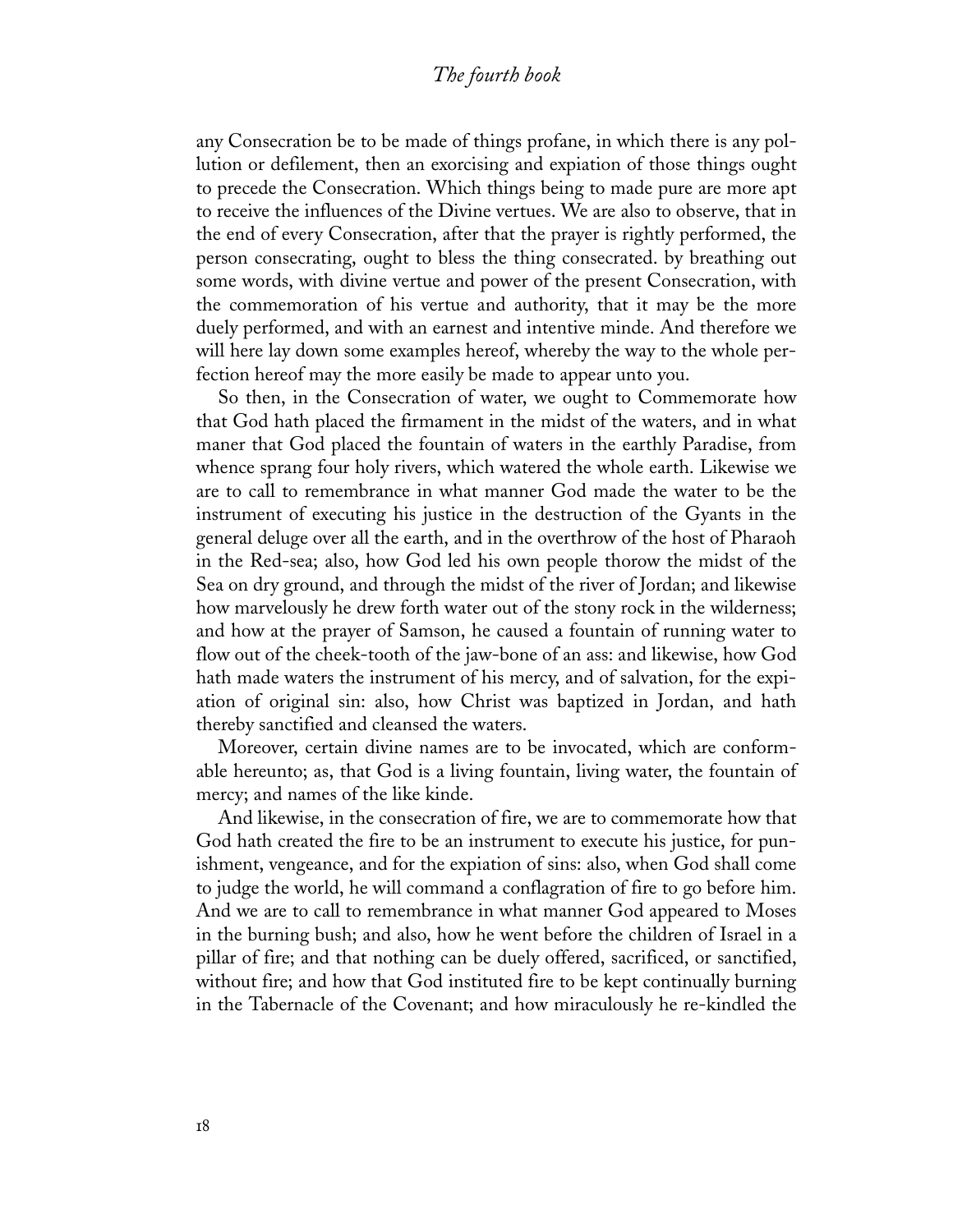any Consecration be to be made of things profane, in which there is any pollution or defilement, then an exorcising and expiation of those things ought to precede the Consecration. Which things being to made pure are more apt to receive the influences of the Divine vertues. We are also to observe, that in the end of every Consecration, after that the prayer is rightly performed, the person consecrating, ought to bless the thing consecrated. by breathing out some words, with divine vertue and power of the present Consecration, with the commemoration of his vertue and authority, that it may be the more duely performed, and with an earnest and intentive minde. And therefore we will here lay down some examples hereof, whereby the way to the whole perfection hereof may the more easily be made to appear unto you.

So then, in the Consecration of water, we ought to Commemorate how that God hath placed the firmament in the midst of the waters, and in what maner that God placed the fountain of waters in the earthly Paradise, from whence sprang four holy rivers, which watered the whole earth. Likewise we are to call to remembrance in what manner God made the water to be the instrument of executing his justice in the destruction of the Gyants in the general deluge over all the earth, and in the overthrow of the host of Pharaoh in the Red-sea; also, how God led his own people thorow the midst of the Sea on dry ground, and through the midst of the river of Jordan; and likewise how marvelously he drew forth water out of the stony rock in the wilderness; and how at the prayer of Samson, he caused a fountain of running water to flow out of the cheek-tooth of the jaw-bone of an ass: and likewise, how God hath made waters the instrument of his mercy, and of salvation, for the expiation of original sin: also, how Christ was baptized in Jordan, and hath thereby sanctified and cleansed the waters.

Moreover, certain divine names are to be invocated, which are conformable hereunto; as, that God is a living fountain, living water, the fountain of mercy; and names of the like kinde.

And likewise, in the consecration of fire, we are to commemorate how that God hath created the fire to be an instrument to execute his justice, for punishment, vengeance, and for the expiation of sins: also, when God shall come to judge the world, he will command a conflagration of fire to go before him. And we are to call to remembrance in what manner God appeared to Moses in the burning bush; and also, how he went before the children of Israel in a pillar of fire; and that nothing can be duely offered, sacrificed, or sanctified, without fire; and how that God instituted fire to be kept continually burning in the Tabernacle of the Covenant; and how miraculously he re-kindled the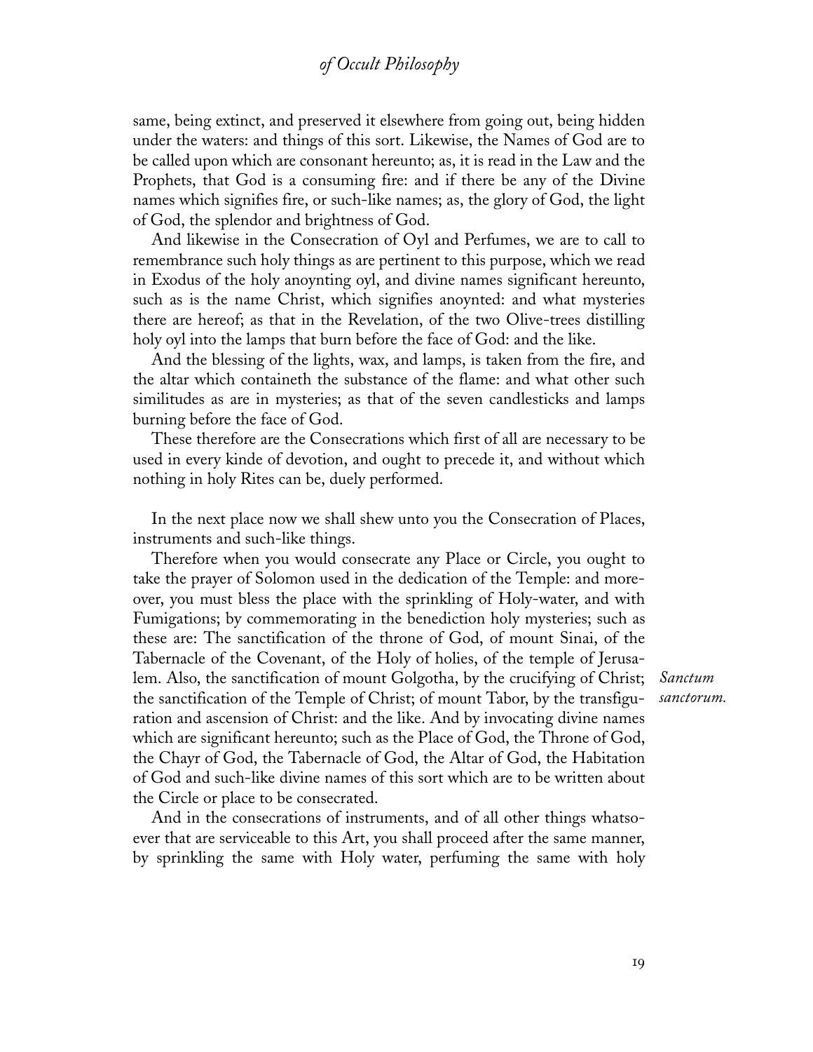same, being extinct, and preserved it elsewhere from going out, being hidden under the waters: and things of this sort. Likewise, the Names of God are to be called upon which are consonant hereunto; as, it is read in the Law and the Prophets, that God is a consuming fire: and if there be any of the Divine names which signifies fire, or such-like names; as, the glory of God, the light of God, the splendor and brightness of God.

And likewise in the Consecration of Oyl and Perfumes, we are to call to remembrance such holy things as are pertinent to this purpose, which we read in Exodus of the holy anoynting oyl, and divine names significant hereunto, such as is the name Christ, which signifies anoynted: and what mysteries there are hereof; as that in the Revelation, of the two Olive-trees distilling holy oyl into the lamps that burn before the face of God: and the like.

And the blessing of the lights, wax, and lamps, is taken from the fire, and the altar which containeth the substance of the flame: and what other such similitudes as are in mysteries; as that of the seven candlesticks and lamps burning before the face of God.

These therefore are the Consecrations which first of all are necessary to be used in every kinde of devotion, and ought to precede it, and without which nothing in holy Rites can be, duely performed.

In the next place now we shall shew unto you the Consecration of Places, instruments and such-like things.

Therefore when you would consecrate any Place or Circle, you ought to take the prayer of Solomon used in the dedication of the Temple: and moreover, you must bless the place with the sprinkling of Holy-water, and with Fumigations; by commemorating in the benediction holy mysteries; such as these are: The sanctification of the throne of God, of mount Sinai, of the Tabernacle of the Covenant, of the Holy of holies, of the temple of Jerusalem. Also, the sanctification of mount Golgotha, by the crucifying of Christ; the sanctification of the Temple of Christ; of mount Tabor, by the transfiguration and ascension of Christ: and the like. And by invocating divine names which are significant hereunto; such as the Place of God, the Throne of God, the Chayr of God, the Tabernacle of God, the Altar of God, the Habitation of God and such-like divine names of this sort which are to be written about the Circle or place to be consecrated.

*Sanctum sanctorum.*

And in the consecrations of instruments, and of all other things whatsoever that are serviceable to this Art, you shall proceed after the same manner, by sprinkling the same with Holy water, perfuming the same with holy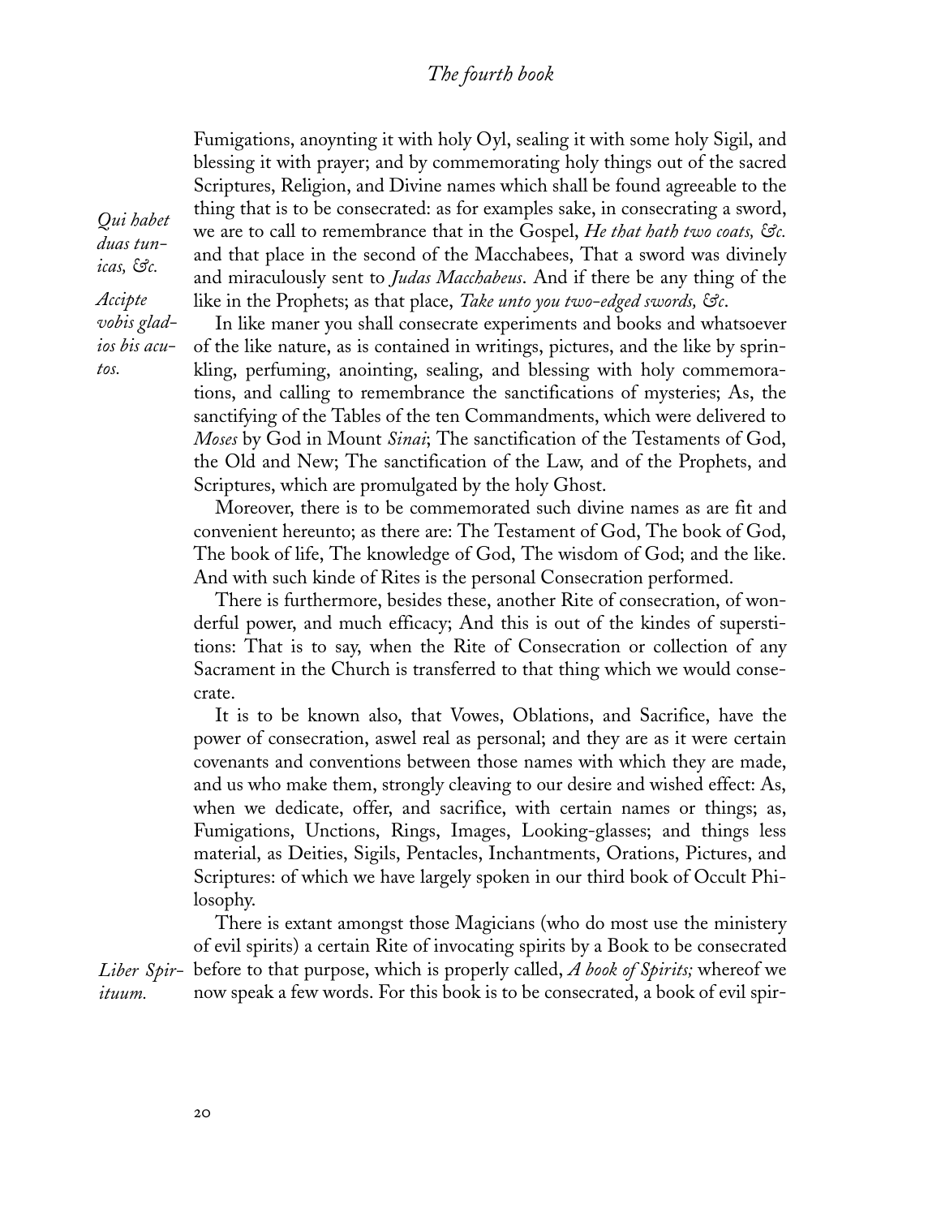Fumigations, anoynting it with holy Oyl, sealing it with some holy Sigil, and blessing it with prayer; and by commemorating holy things out of the sacred Scriptures, Religion, and Divine names which shall be found agreeable to the thing that is to be consecrated: as for examples sake, in consecrating a sword, we are to call to remembrance that in the Gospel, *He that hath two coats, &c.* and that place in the second of the Macchabees, That a sword was divinely and miraculously sent to *Judas Macchabeus*. And if there be any thing of the like in the Prophets; as that place, *Take unto you two-edged swords, &c*.

*Qui habet duas tunicas, &c.*

*Accipte vobis gladios bis acutos.*

In like maner you shall consecrate experiments and books and whatsoever of the like nature, as is contained in writings, pictures, and the like by sprinkling, perfuming, anointing, sealing, and blessing with holy commemorations, and calling to remembrance the sanctifications of mysteries; As, the sanctifying of the Tables of the ten Commandments, which were delivered to *Moses* by God in Mount *Sinai*; The sanctification of the Testaments of God, the Old and New; The sanctification of the Law, and of the Prophets, and Scriptures, which are promulgated by the holy Ghost.

Moreover, there is to be commemorated such divine names as are fit and convenient hereunto; as there are: The Testament of God, The book of God, The book of life, The knowledge of God, The wisdom of God; and the like. And with such kinde of Rites is the personal Consecration performed.

There is furthermore, besides these, another Rite of consecration, of wonderful power, and much efficacy; And this is out of the kindes of superstitions: That is to say, when the Rite of Consecration or collection of any Sacrament in the Church is transferred to that thing which we would consecrate.

It is to be known also, that Vowes, Oblations, and Sacrifice, have the power of consecration, aswel real as personal; and they are as it were certain covenants and conventions between those names with which they are made, and us who make them, strongly cleaving to our desire and wished effect: As, when we dedicate, offer, and sacrifice, with certain names or things; as, Fumigations, Unctions, Rings, Images, Looking-glasses; and things less material, as Deities, Sigils, Pentacles, Inchantments, Orations, Pictures, and Scriptures: of which we have largely spoken in our third book of Occult Philosophy.

There is extant amongst those Magicians (who do most use the ministery of evil spirits) a certain Rite of invocating spirits by a Book to be consecrated before to that purpose, which is properly called, *A book of Spirits;* whereof we now speak a few words. For this book is to be consecrated, a book of evil spir-

*Liber Spirituum.*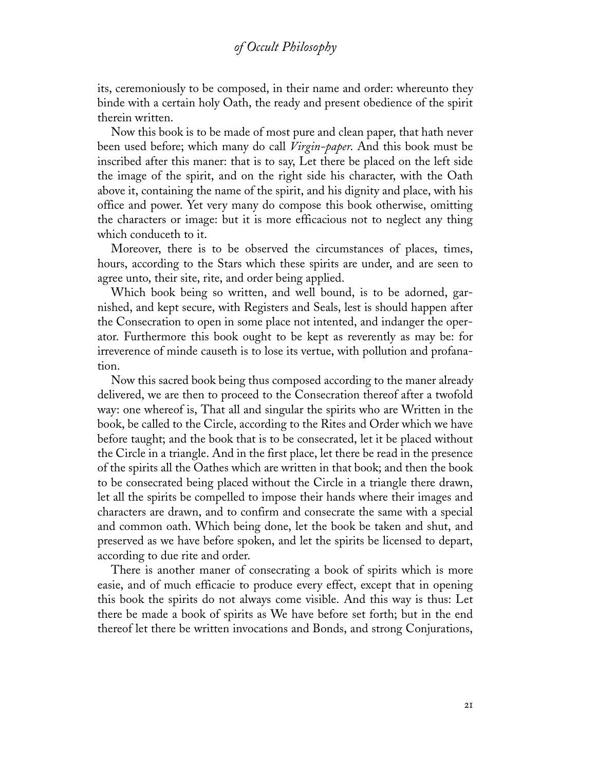its, ceremoniously to be composed, in their name and order: whereunto they binde with a certain holy Oath, the ready and present obedience of the spirit therein written.

Now this book is to be made of most pure and clean paper, that hath never been used before; which many do call *Virgin-paper*. And this book must be inscribed after this maner: that is to say, Let there be placed on the left side the image of the spirit, and on the right side his character, with the Oath above it, containing the name of the spirit, and his dignity and place, with his office and power. Yet very many do compose this book otherwise, omitting the characters or image: but it is more efficacious not to neglect any thing which conduceth to it.

Moreover, there is to be observed the circumstances of places, times, hours, according to the Stars which these spirits are under, and are seen to agree unto, their site, rite, and order being applied.

Which book being so written, and well bound, is to be adorned, garnished, and kept secure, with Registers and Seals, lest is should happen after the Consecration to open in some place not intented, and indanger the operator. Furthermore this book ought to be kept as reverently as may be: for irreverence of minde causeth is to lose its vertue, with pollution and profanation.

Now this sacred book being thus composed according to the maner already delivered, we are then to proceed to the Consecration thereof after a twofold way: one whereof is, That all and singular the spirits who are Written in the book, be called to the Circle, according to the Rites and Order which we have before taught; and the book that is to be consecrated, let it be placed without the Circle in a triangle. And in the first place, let there be read in the presence of the spirits all the Oathes which are written in that book; and then the book to be consecrated being placed without the Circle in a triangle there drawn, let all the spirits be compelled to impose their hands where their images and characters are drawn, and to confirm and consecrate the same with a special and common oath. Which being done, let the book be taken and shut, and preserved as we have before spoken, and let the spirits be licensed to depart, according to due rite and order.

There is another maner of consecrating a book of spirits which is more easie, and of much efficacie to produce every effect, except that in opening this book the spirits do not always come visible. And this way is thus: Let there be made a book of spirits as We have before set forth; but in the end thereof let there be written invocations and Bonds, and strong Conjurations,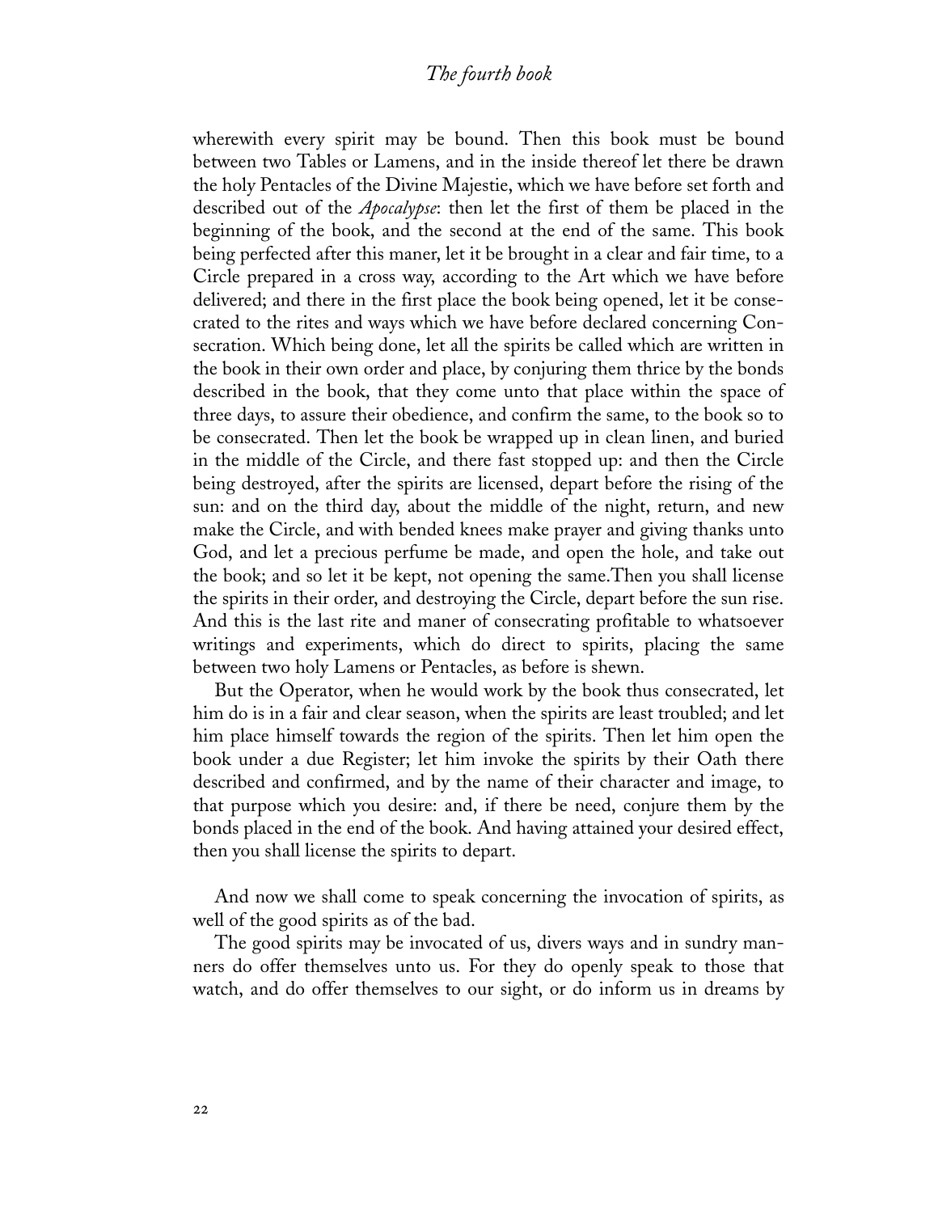wherewith every spirit may be bound. Then this book must be bound between two Tables or Lamens, and in the inside thereof let there be drawn the holy Pentacles of the Divine Majestie, which we have before set forth and described out of the *Apocalypse*: then let the first of them be placed in the beginning of the book, and the second at the end of the same. This book being perfected after this maner, let it be brought in a clear and fair time, to a Circle prepared in a cross way, according to the Art which we have before delivered; and there in the first place the book being opened, let it be consecrated to the rites and ways which we have before declared concerning Consecration. Which being done, let all the spirits be called which are written in the book in their own order and place, by conjuring them thrice by the bonds described in the book, that they come unto that place within the space of three days, to assure their obedience, and confirm the same, to the book so to be consecrated. Then let the book be wrapped up in clean linen, and buried in the middle of the Circle, and there fast stopped up: and then the Circle being destroyed, after the spirits are licensed, depart before the rising of the sun: and on the third day, about the middle of the night, return, and new make the Circle, and with bended knees make prayer and giving thanks unto God, and let a precious perfume be made, and open the hole, and take out the book; and so let it be kept, not opening the same.Then you shall license the spirits in their order, and destroying the Circle, depart before the sun rise. And this is the last rite and maner of consecrating profitable to whatsoever writings and experiments, which do direct to spirits, placing the same between two holy Lamens or Pentacles, as before is shewn.

But the Operator, when he would work by the book thus consecrated, let him do is in a fair and clear season, when the spirits are least troubled; and let him place himself towards the region of the spirits. Then let him open the book under a due Register; let him invoke the spirits by their Oath there described and confirmed, and by the name of their character and image, to that purpose which you desire: and, if there be need, conjure them by the bonds placed in the end of the book. And having attained your desired effect, then you shall license the spirits to depart.

And now we shall come to speak concerning the invocation of spirits, as well of the good spirits as of the bad.

The good spirits may be invocated of us, divers ways and in sundry manners do offer themselves unto us. For they do openly speak to those that watch, and do offer themselves to our sight, or do inform us in dreams by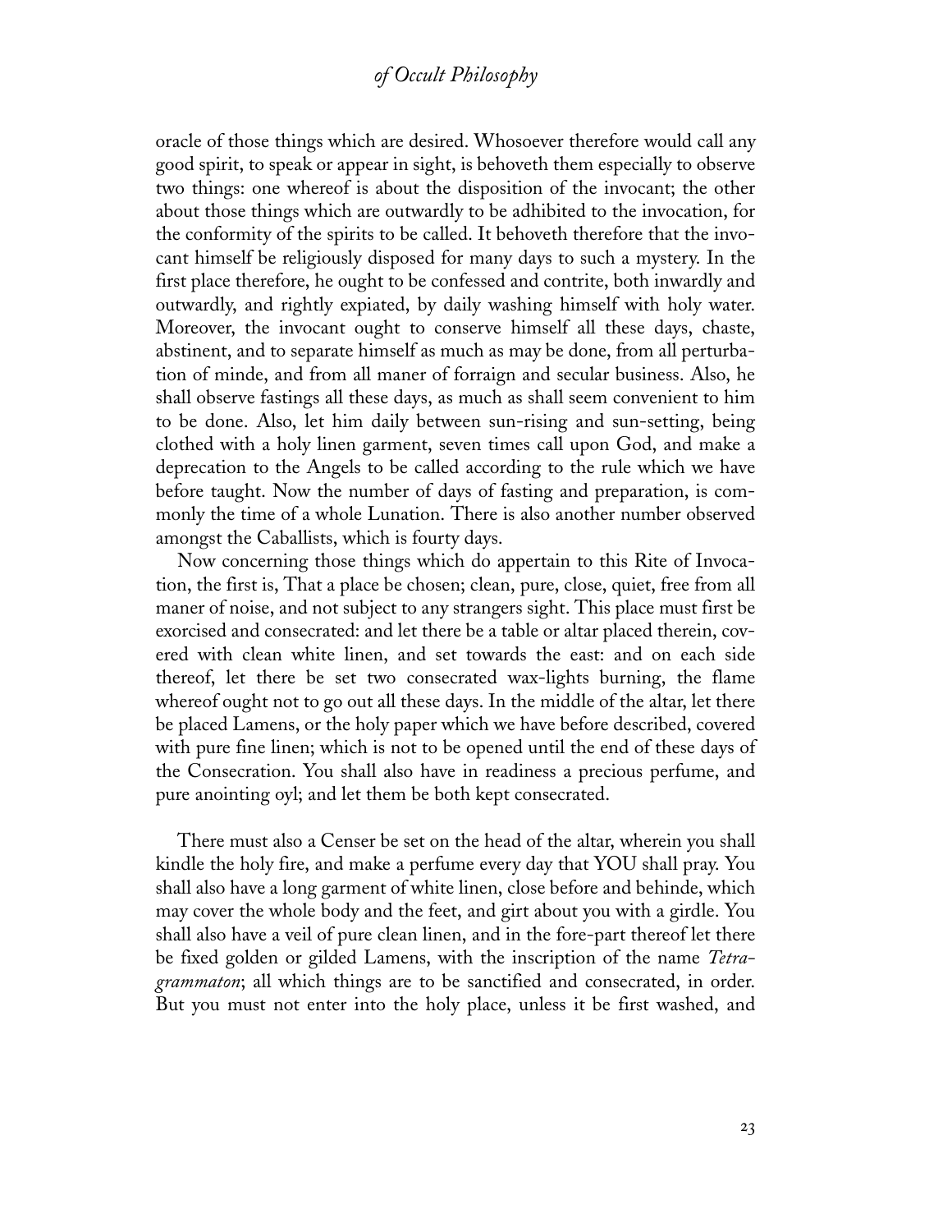oracle of those things which are desired. Whosoever therefore would call any good spirit, to speak or appear in sight, is behoveth them especially to observe two things: one whereof is about the disposition of the invocant; the other about those things which are outwardly to be adhibited to the invocation, for the conformity of the spirits to be called. It behoveth therefore that the invocant himself be religiously disposed for many days to such a mystery. In the first place therefore, he ought to be confessed and contrite, both inwardly and outwardly, and rightly expiated, by daily washing himself with holy water. Moreover, the invocant ought to conserve himself all these days, chaste, abstinent, and to separate himself as much as may be done, from all perturbation of minde, and from all maner of forraign and secular business. Also, he shall observe fastings all these days, as much as shall seem convenient to him to be done. Also, let him daily between sun-rising and sun-setting, being clothed with a holy linen garment, seven times call upon God, and make a deprecation to the Angels to be called according to the rule which we have before taught. Now the number of days of fasting and preparation, is commonly the time of a whole Lunation. There is also another number observed amongst the Caballists, which is fourty days.

Now concerning those things which do appertain to this Rite of Invocation, the first is, That a place be chosen; clean, pure, close, quiet, free from all maner of noise, and not subject to any strangers sight. This place must first be exorcised and consecrated: and let there be a table or altar placed therein, covered with clean white linen, and set towards the east: and on each side thereof, let there be set two consecrated wax-lights burning, the flame whereof ought not to go out all these days. In the middle of the altar, let there be placed Lamens, or the holy paper which we have before described, covered with pure fine linen; which is not to be opened until the end of these days of the Consecration. You shall also have in readiness a precious perfume, and pure anointing oyl; and let them be both kept consecrated.

There must also a Censer be set on the head of the altar, wherein you shall kindle the holy fire, and make a perfume every day that YOU shall pray. You shall also have a long garment of white linen, close before and behinde, which may cover the whole body and the feet, and girt about you with a girdle. You shall also have a veil of pure clean linen, and in the fore-part thereof let there be fixed golden or gilded Lamens, with the inscription of the name *Tetragrammaton*; all which things are to be sanctified and consecrated, in order. But you must not enter into the holy place, unless it be first washed, and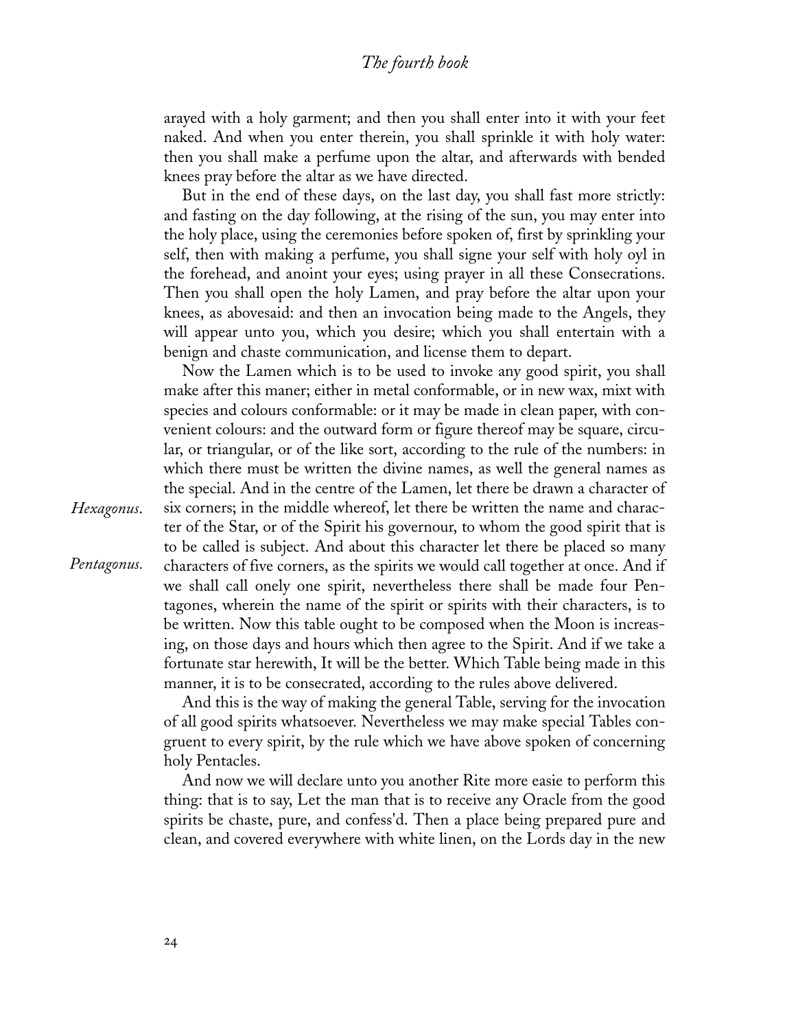arayed with a holy garment; and then you shall enter into it with your feet naked. And when you enter therein, you shall sprinkle it with holy water: then you shall make a perfume upon the altar, and afterwards with bended knees pray before the altar as we have directed.

But in the end of these days, on the last day, you shall fast more strictly: and fasting on the day following, at the rising of the sun, you may enter into the holy place, using the ceremonies before spoken of, first by sprinkling your self, then with making a perfume, you shall signe your self with holy oyl in the forehead, and anoint your eyes; using prayer in all these Consecrations. Then you shall open the holy Lamen, and pray before the altar upon your knees, as abovesaid: and then an invocation being made to the Angels, they will appear unto you, which you desire; which you shall entertain with a benign and chaste communication, and license them to depart.

Now the Lamen which is to be used to invoke any good spirit, you shall make after this maner; either in metal conformable, or in new wax, mixt with species and colours conformable: or it may be made in clean paper, with convenient colours: and the outward form or figure thereof may be square, circular, or triangular, or of the like sort, according to the rule of the numbers: in which there must be written the divine names, as well the general names as the special. And in the centre of the Lamen, let there be drawn a character of six corners; in the middle whereof, let there be written the name and character of the Star, or of the Spirit his governour, to whom the good spirit that is to be called is subject. And about this character let there be placed so many characters of five corners, as the spirits we would call together at once. And if we shall call onely one spirit, neverthelesse there shall be made four Pentagones, wherein the name of the spirit or spirits with their characters, is to be written. Now this table ought to be composed when the Moon is increasing, on those days and hours which then agree to the Spirit. And if we take a fortunate star herewith, It will be the better. Which Table being made in this manner, it is to be consecrated, according to the rules above delivered.

*Hexagonus.*

*Pentagonus.*

And this is the way of making the general Table, serving for the invocation of all good spirits whatsoever. Nevertheless we may make special Tables congruent to every spirit, by the rule which we have above spoken of concerning holy Pentacles.

And now we will declare unto you another Rite more easie to perform this thing: that is to say, Let the man that is to receive any Oracle from the good spirits be chaste, pure, and confess'd. Then a place being prepared pure and clean, and covered everywhere with white linen, on the Lords day in the new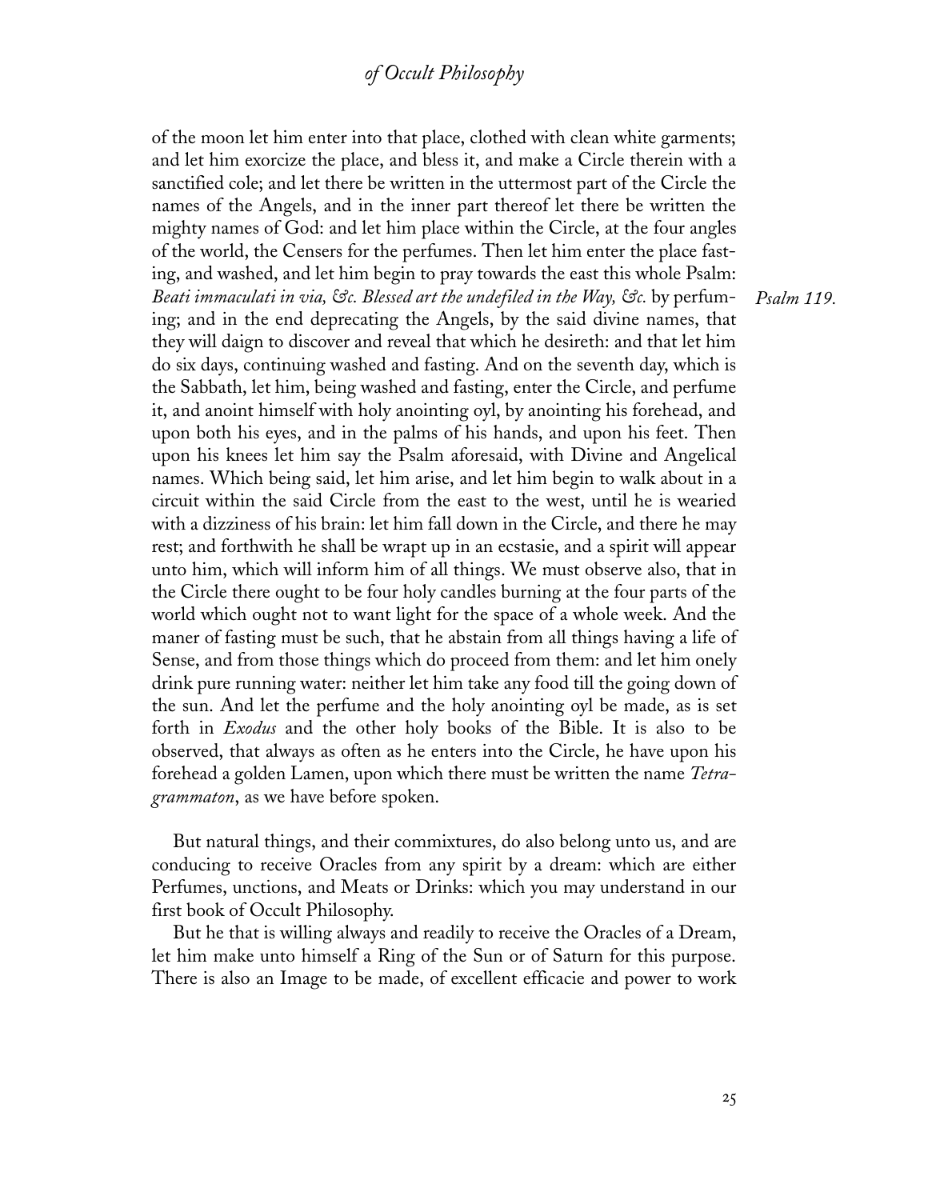of the moon let him enter into that place, clothed with clean white garments; and let him exorcize the place, and bless it, and make a Circle therein with a sanctified cole; and let there be written in the uttermost part of the Circle the names of the Angels, and in the inner part thereof let there be written the mighty names of God: and let him place within the Circle, at the four angles of the world, the Censers for the perfumes. Then let him enter the place fasting, and washed, and let him begin to pray towards the east this whole Psalm: *Beati immaculati in via, &c. Blessed art the undefiled in the Way, &c.* by perfuming; and in the end deprecating the Angels, by the said divine names, that they will daign to discover and reveal that which he desireth: and that let him do six days, continuing washed and fasting. And on the seventh day, which is the Sabbath, let him, being washed and fasting, enter the Circle, and perfume it, and anoint himself with holy anointing oyl, by anointing his forehead, and upon both his eyes, and in the palms of his hands, and upon his feet. Then upon his knees let him say the Psalm aforesaid, with Divine and Angelical names. Which being said, let him arise, and let him begin to walk about in a circuit within the said Circle from the east to the west, until he is wearied with a dizziness of his brain: let him fall down in the Circle, and there he may rest; and forthwith he shall be wrapt up in an ecstasie, and a spirit will appear unto him, which will inform him of all things. We must observe also, that in the Circle there ought to be four holy candles burning at the four parts of the world which ought not to want light for the space of a whole week. And the maner of fasting must be such, that he abstain from all things having a life of Sense, and from those things which do proceed from them: and let him onely drink pure running water: neither let him take any food till the going down of the sun. And let the perfume and the holy anointing oyl be made, as is set forth in *Exodus* and the other holy books of the Bible. It is also to be observed, that always as often as he enters into the Circle, he have upon his forehead a golden Lamen, upon which there must be written the name *Tetragrammaton*, as we have before spoken.

*Psalm 119.*

But natural things, and their commixtures, do also belong unto us, and are conducing to receive Oracles from any spirit by a dream: which are either Perfumes, unctions, and Meats or Drinks: which you may understand in our first book of Occult Philosophy.

But he that is willing always and readily to receive the Oracles of a Dream, let him make unto himself a Ring of the Sun or of Saturn for this purpose. There is also an Image to be made, of excellent efficacie and power to work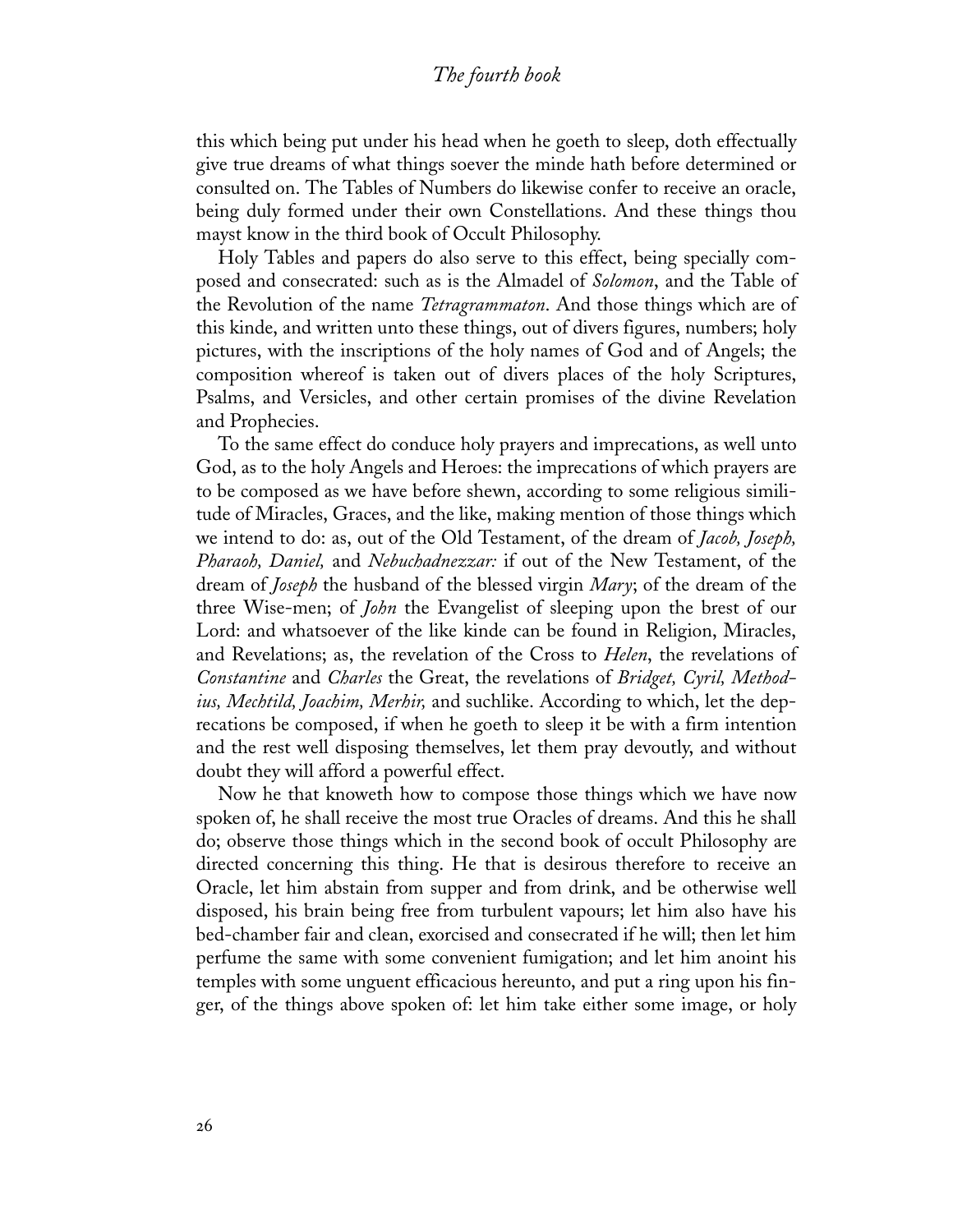this which being put under his head when he goeth to sleep, doth effectually give true dreams of what things soever the minde hath before determined or consulted on. The Tables of Numbers do likewise confer to receive an oracle, being duly formed under their own Constellations. And these things thou mayst know in the third book of Occult Philosophy.

Holy Tables and papers do also serve to this effect, being specially composed and consecrated: such as is the Almadel of *Solomon*, and the Table of the Revolution of the name *Tetragrammaton*. And those things which are of this kinde, and written unto these things, out of divers figures, numbers; holy pictures, with the inscriptions of the holy names of God and of Angels; the composition whereof is taken out of divers places of the holy Scriptures, Psalms, and Versicles, and other certain promises of the divine Revelation and Prophecies.

To the same effect do conduce holy prayers and imprecations, as well unto God, as to the holy Angels and Heroes: the imprecations of which prayers are to be composed as we have before shewn, according to some religious similitude of Miracles, Graces, and the like, making mention of those things which we intend to do: as, out of the Old Testament, of the dream of *Jacob, Joseph, Pharaoh, Daniel,* and *Nebuchadnezzar:* if out of the New Testament, of the dream of *Joseph* the husband of the blessed virgin *Mary*; of the dream of the three Wise-men; of *John* the Evangelist of sleeping upon the brest of our Lord: and whatsoever of the like kinde can be found in Religion, Miracles, and Revelations; as, the revelation of the Cross to *Helen*, the revelations of *Constantine* and *Charles* the Great, the revelations of *Bridget, Cyril, Methodius, Mechtild, Joachim, Merhir,* and suchlike. According to which, let the deprecations be composed, if when he goeth to sleep it be with a firm intention and the rest well disposing themselves, let them pray devoutly, and without doubt they will afford a powerful effect.

Now he that knoweth how to compose those things which we have now spoken of, he shall receive the most true Oracles of dreams. And this he shall do; observe those things which in the second book of occult Philosophy are directed concerning this thing. He that is desirous therefore to receive an Oracle, let him abstain from supper and from drink, and be otherwise well disposed, his brain being free from turbulent vapours; let him also have his bed-chamber fair and clean, exorcised and consecrated if he will; then let him perfume the same with some convenient fumigation; and let him anoint his temples with some unguent efficacious hereunto, and put a ring upon his finger, of the things above spoken of: let him take either some image, or holy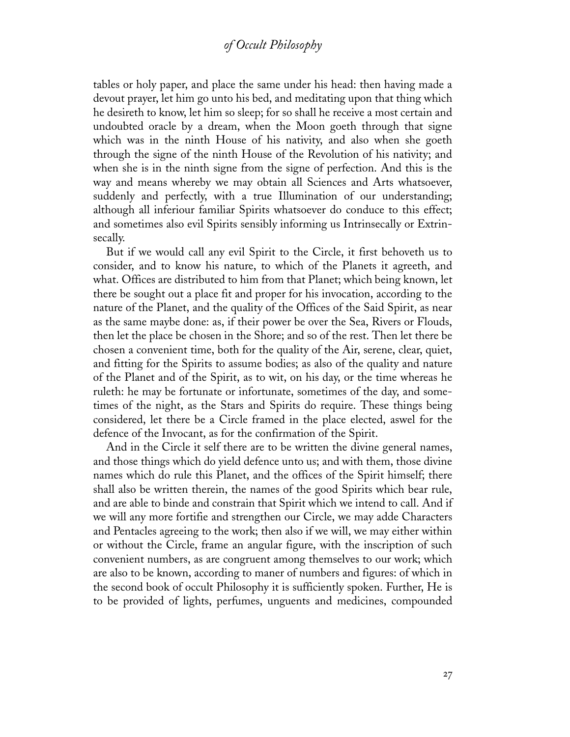tables or holy paper, and place the same under his head: then having made a devout prayer, let him go unto his bed, and meditating upon that thing which he desireth to know, let him so sleep; for so shall he receive a most certain and undoubted oracle by a dream, when the Moon goeth through that signe which was in the ninth House of his nativity, and also when she goeth through the signe of the ninth House of the Revolution of his nativity; and when she is in the ninth signe from the signe of perfection. And this is the way and means whereby we may obtain all Sciences and Arts whatsoever, suddenly and perfectly, with a true Illumination of our understanding; although all inferiour familiar Spirits whatsoever do conduce to this effect; and sometimes also evil Spirits sensibly informing us Intrinsecally or Extrinsecally.

But if we would call any evil Spirit to the Circle, it first behoveth us to consider, and to know his nature, to which of the Planets it agreeth, and what. Offices are distributed to him from that Planet; which being known, let there be sought out a place fit and proper for his invocation, according to the nature of the Planet, and the quality of the Offices of the Said Spirit, as near as the same maybe done: as, if their power be over the Sea, Rivers or Flouds, then let the place be chosen in the Shore; and so of the rest. Then let there be chosen a convenient time, both for the quality of the Air, serene, clear, quiet, and fitting for the Spirits to assume bodies; as also of the quality and nature of the Planet and of the Spirit, as to wit, on his day, or the time whereas he ruleth: he may be fortunate or infortunate, sometimes of the day, and sometimes of the night, as the Stars and Spirits do require. These things being considered, let there be a Circle framed in the place elected, aswel for the defence of the Invocant, as for the confirmation of the Spirit.

And in the Circle it self there are to be written the divine general names, and those things which do yield defence unto us; and with them, those divine names which do rule this Planet, and the offices of the Spirit himself; there shall also be written therein, the names of the good Spirits which bear rule, and are able to binde and constrain that Spirit which we intend to call. And if we will any more fortifie and strengthen our Circle, we may adde Characters and Pentacles agreeing to the work; then also if we will, we may either within or without the Circle, frame an angular figure, with the inscription of such convenient numbers, as are congruent among themselves to our work; which are also to be known, according to maner of numbers and figures: of which in the second book of occult Philosophy it is sufficiently spoken. Further, He is to be provided of lights, perfumes, unguents and medicines, compounded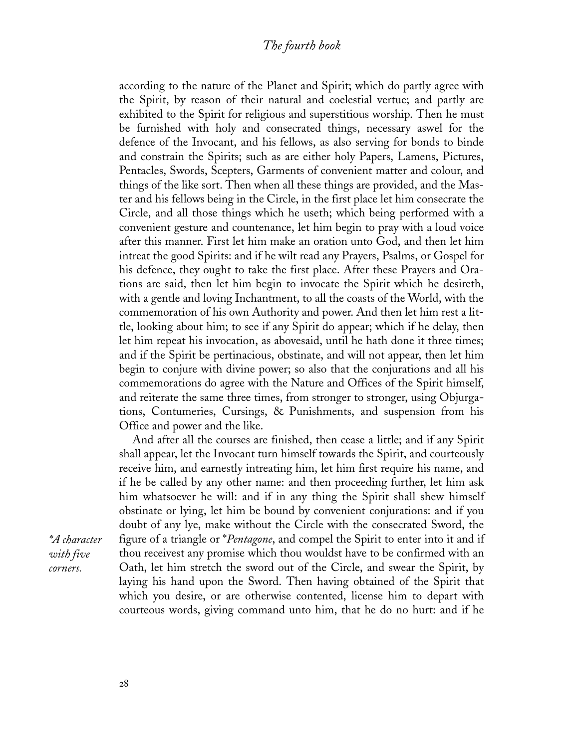according to the nature of the Planet and Spirit; which do partly agree with the Spirit, by reason of their natural and coelestial vertue; and partly are exhibited to the Spirit for religious and superstitious worship. Then he must be furnished with holy and consecrated things, necessary aswel for the defence of the Invocant, and his fellows, as also serving for bonds to binde and constrain the Spirits; such as are either holy Papers, Lamens, Pictures, Pentacles, Swords, Scepters, Garments of convenient matter and colour, and things of the like sort. Then when all these things are provided, and the Master and his fellows being in the Circle, in the first place let him consecrate the Circle, and all those things which he useth; which being performed with a convenient gesture and countenance, let him begin to pray with a loud voice after this manner. First let him make an oration unto God, and then let him intreat the good Spirits: and if he wilt read any Prayers, Psalms, or Gospel for his defence, they ought to take the first place. After these Prayers and Orations are said, then let him begin to invocate the Spirit which he desireth, with a gentle and loving Inchantment, to all the coasts of the World, with the commemoration of his own Authority and power. And then let him rest a little, looking about him; to see if any Spirit do appear; which if he delay, then let him repeat his invocation, as abovesaid, until he hath done it three times; and if the Spirit be pertinacious, obstinate, and will not appear, then let him begin to conjure with divine power; so also that the conjurations and all his commemorations do agree with the Nature and Offices of the Spirit himself, and reiterate the same three times, from stronger to stronger, using Objurgations, Contumeries, Cursings, & Punishments, and suspension from his Office and power and the like.

And after all the courses are finished, then cease a little; and if any Spirit shall appear, let the Invocant turn himself towards the Spirit, and courteously receive him, and earnestly intreating him, let him first require his name, and if he be called by any other name: and then proceeding further, let him ask him whatsoever he will: and if in any thing the Spirit shall shew himself obstinate or lying, let him be bound by convenient conjurations: and if you doubt of any lye, make without the Circle with the consecrated Sword, the figure of a triangle or *\**Pentagone*, and compel the Spirit to enter into it and if thou receivest any promise which thou wouldst have to be confirmed with an Oath, let him stretch the sword out of the Circle, and swear the Spirit, by laying his hand upon the Sword. Then having obtained of the Spirit that which you desire, or are otherwise contented, license him to depart with courteous words, giving command unto him, that he do no hurt: and if he

*\*A character with five corners.*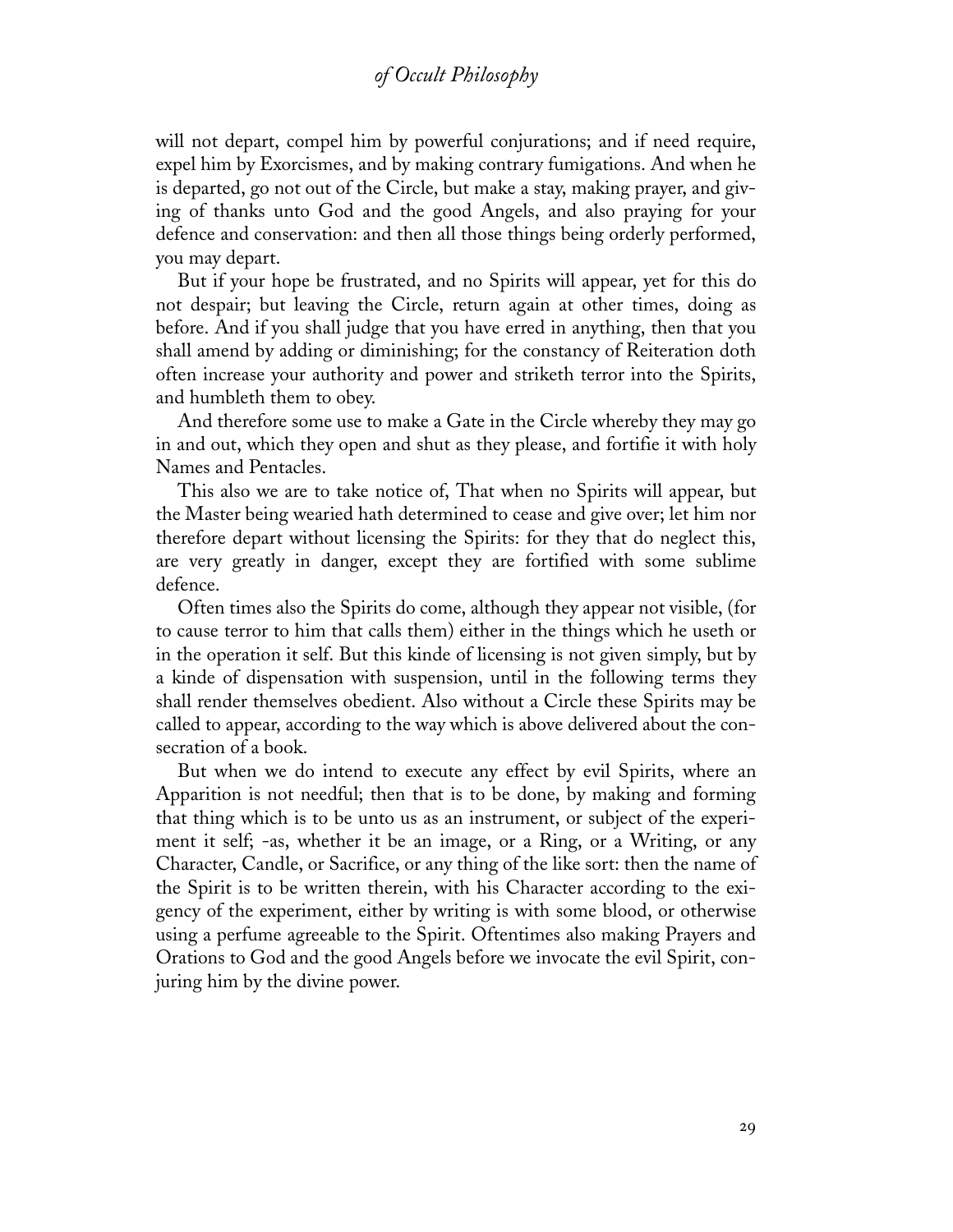will not depart, compel him by powerful conjurations; and if need require, expel him by Exorcismes, and by making contrary fumigations. And when he is departed, go not out of the Circle, but make a stay, making prayer, and giving of thanks unto God and the good Angels, and also praying for your defence and conservation: and then all those things being orderly performed, you may depart.

But if your hope be frustrated, and no Spirits will appear, yet for this do not despair; but leaving the Circle, return again at other times, doing as before. And if you shall judge that you have erred in anything, then that you shall amend by adding or diminishing; for the constancy of Reiteration doth often increase your authority and power and striketh terror into the Spirits, and humbleth them to obey.

And therefore some use to make a Gate in the Circle whereby they may go in and out, which they open and shut as they please, and fortifie it with holy Names and Pentacles.

This also we are to take notice of, That when no Spirits will appear, but the Master being wearied hath determined to cease and give over; let him nor therefore depart without licensing the Spirits: for they that do neglect this, are very greatly in danger, except they are fortified with some sublime defence.

Often times also the Spirits do come, although they appear not visible, (for to cause terror to him that calls them) either in the things which he useth or in the operation it self. But this kinde of licensing is not given simply, but by a kinde of dispensation with suspension, until in the following terms they shall render themselves obedient. Also without a Circle these Spirits may be called to appear, according to the way which is above delivered about the consecration of a book.

But when we do intend to execute any effect by evil Spirits, where an Apparition is not needful; then that is to be done, by making and forming that thing which is to be unto us as an instrument, or subject of the experiment it self; -as, whether it be an image, or a Ring, or a Writing, or any Character, Candle, or Sacrifice, or any thing of the like sort: then the name of the Spirit is to be written therein, with his Character according to the exigency of the experiment, either by writing is with some blood, or otherwise using a perfume agreeable to the Spirit. Oftentimes also making Prayers and Orations to God and the good Angels before we invocate the evil Spirit, conjuring him by the divine power.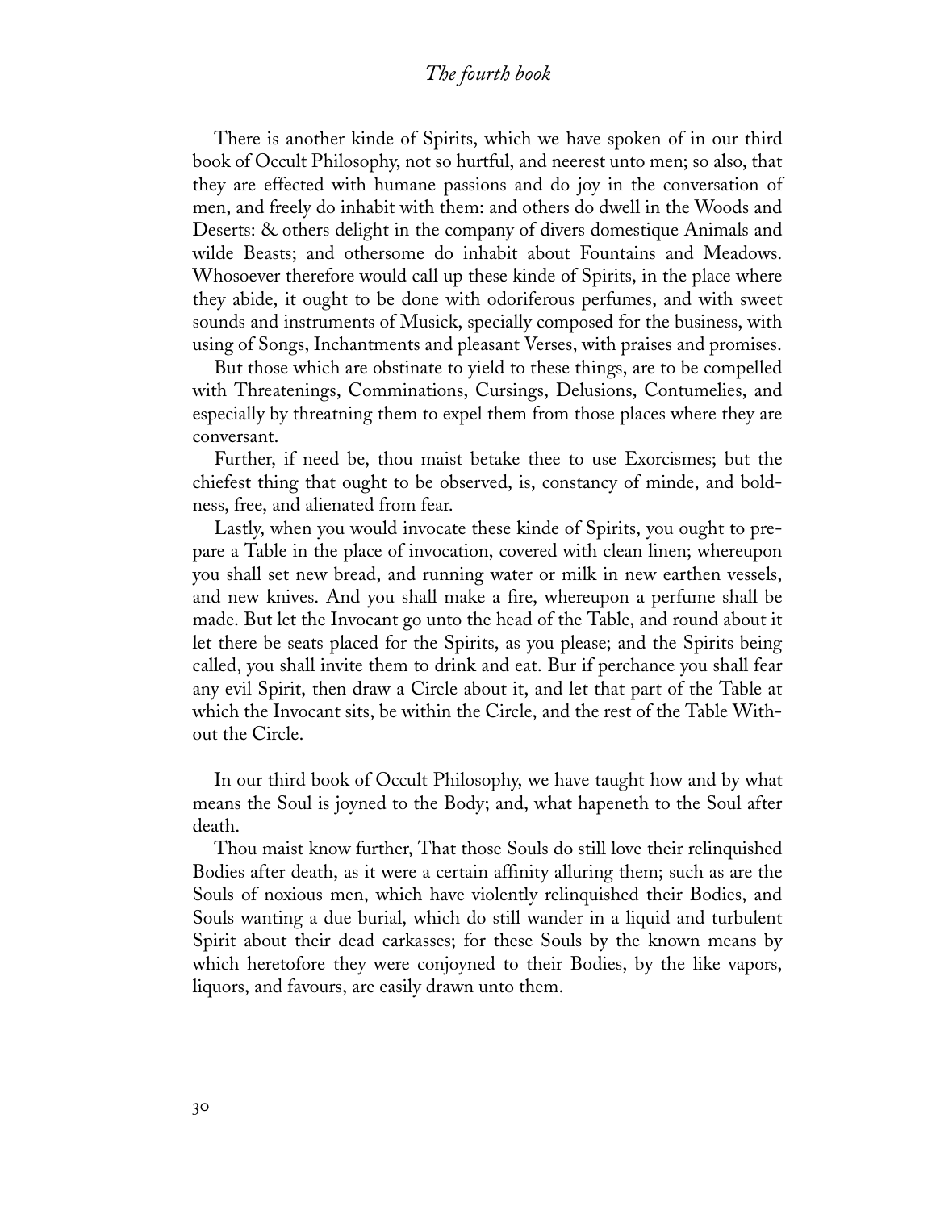There is another kinde of Spirits, which we have spoken of in our third book of Occult Philosophy, not so hurtful, and neerest unto men; so also, that they are effected with humane passions and do joy in the conversation of men, and freely do inhabit with them: and others do dwell in the Woods and Deserts: & others delight in the company of divers domestique Animals and wilde Beasts; and othersome do inhabit about Fountains and Meadows. Whosoever therefore would call up these kinde of Spirits, in the place where they abide, it ought to be done with odoriferous perfumes, and with sweet sounds and instruments of Musick, specially composed for the business, with using of Songs, Inchantments and pleasant Verses, with praises and promises.

But those which are obstinate to yield to these things, are to be compelled with Threatenings, Comminations, Cursings, Delusions, Contumelies, and especially by threatning them to expel them from those places where they are conversant.

Further, if need be, thou maist betake thee to use Exorcismes; but the chiefest thing that ought to be observed, is, constancy of minde, and boldness, free, and alienated from fear.

Lastly, when you would invocate these kinde of Spirits, you ought to prepare a Table in the place of invocation, covered with clean linen; whereupon you shall set new bread, and running water or milk in new earthen vessels, and new knives. And you shall make a fire, whereupon a perfume shall be made. But let the Invocant go unto the head of the Table, and round about it let there be seats placed for the Spirits, as you please; and the Spirits being called, you shall invite them to drink and eat. Bur if perchance you shall fear any evil Spirit, then draw a Circle about it, and let that part of the Table at which the Invocant sits, be within the Circle, and the rest of the Table Without the Circle.

In our third book of Occult Philosophy, we have taught how and by what means the Soul is joyned to the Body; and, what hapeneth to the Soul after death.

Thou maist know further, That those Souls do still love their relinquished Bodies after death, as it were a certain affinity alluring them; such as are the Souls of noxious men, which have violently relinquished their Bodies, and Souls wanting a due burial, which do still wander in a liquid and turbulent Spirit about their dead carkasses; for these Souls by the known means by which heretofore they were conjoyned to their Bodies, by the like vapors, liquors, and favours, are easily drawn unto them.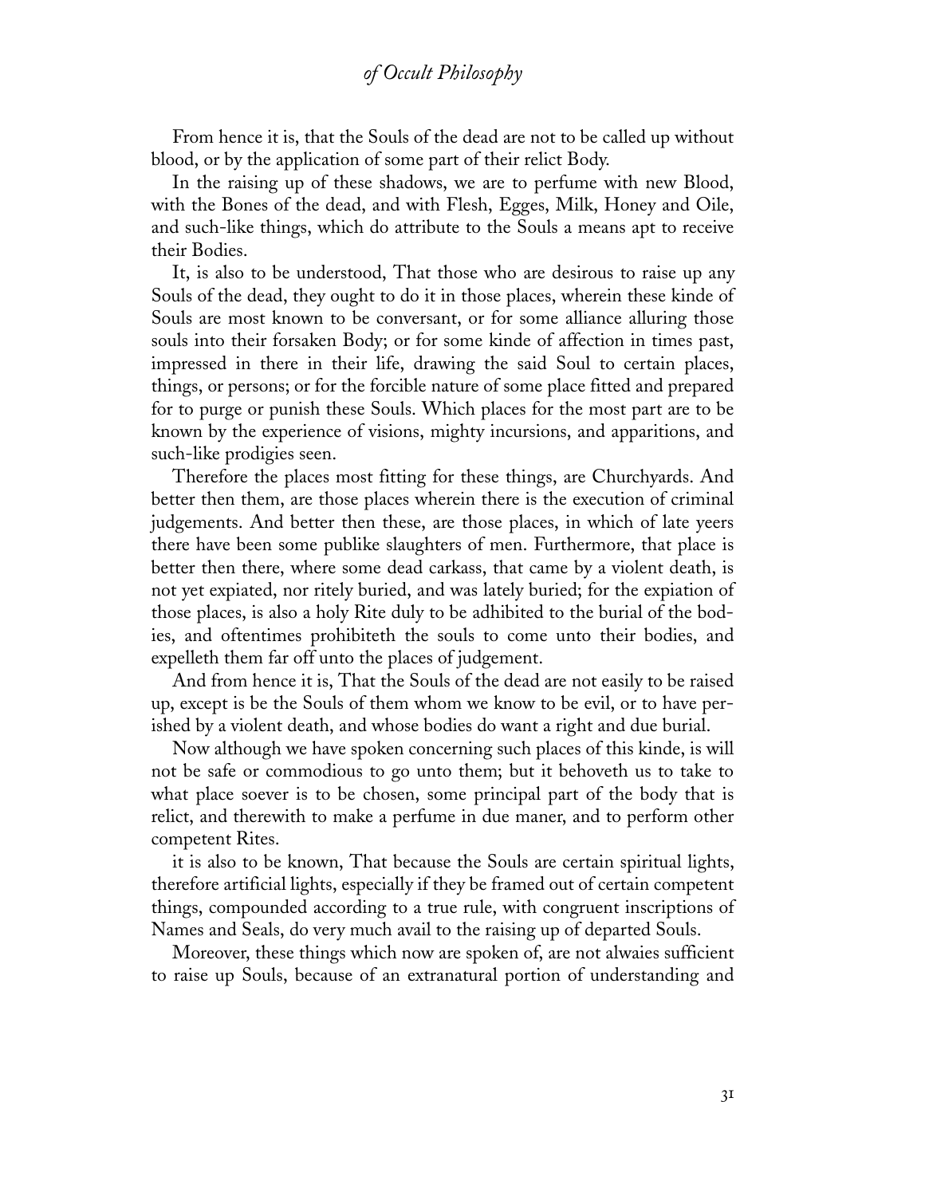From hence it is, that the Souls of the dead are not to be called up without blood, or by the application of some part of their relict Body.

In the raising up of these shadows, we are to perfume with new Blood, with the Bones of the dead, and with Flesh, Egges, Milk, Honey and Oile, and such-like things, which do attribute to the Souls a means apt to receive their Bodies.

It, is also to be understood, That those who are desirous to raise up any Souls of the dead, they ought to do it in those places, wherein these kinde of Souls are most known to be conversant, or for some alliance alluring those souls into their forsaken Body; or for some kinde of affection in times past, impressed in there in their life, drawing the said Soul to certain places, things, or persons; or for the forcible nature of some place fitted and prepared for to purge or punish these Souls. Which places for the most part are to be known by the experience of visions, mighty incursions, and apparitions, and such-like prodigies seen.

Therefore the places most fitting for these things, are Churchyards. And better then them, are those places wherein there is the execution of criminal judgements. And better then these, are those places, in which of late yeers there have been some publike slaughters of men. Furthermore, that place is better then there, where some dead carkass, that came by a violent death, is not yet expiated, nor ritely buried, and was lately buried; for the expiation of those places, is also a holy Rite duly to be adhibited to the burial of the bodies, and oftentimes prohibiteth the souls to come unto their bodies, and expelleth them far off unto the places of judgement.

And from hence it is, That the Souls of the dead are not easily to be raised up, except is be the Souls of them whom we know to be evil, or to have perished by a violent death, and whose bodies do want a right and due burial.

Now although we have spoken concerning such places of this kinde, is will not be safe or commodious to go unto them; but it behoveth us to take to what place soever is to be chosen, some principal part of the body that is relict, and therewith to make a perfume in due maner, and to perform other competent Rites.

it is also to be known, That because the Souls are certain spiritual lights, therefore artificial lights, especially if they be framed out of certain competent things, compounded according to a true rule, with congruent inscriptions of Names and Seals, do very much avail to the raising up of departed Souls.

Moreover, these things which now are spoken of, are not alwaies sufficient to raise up Souls, because of an extranatural portion of understanding and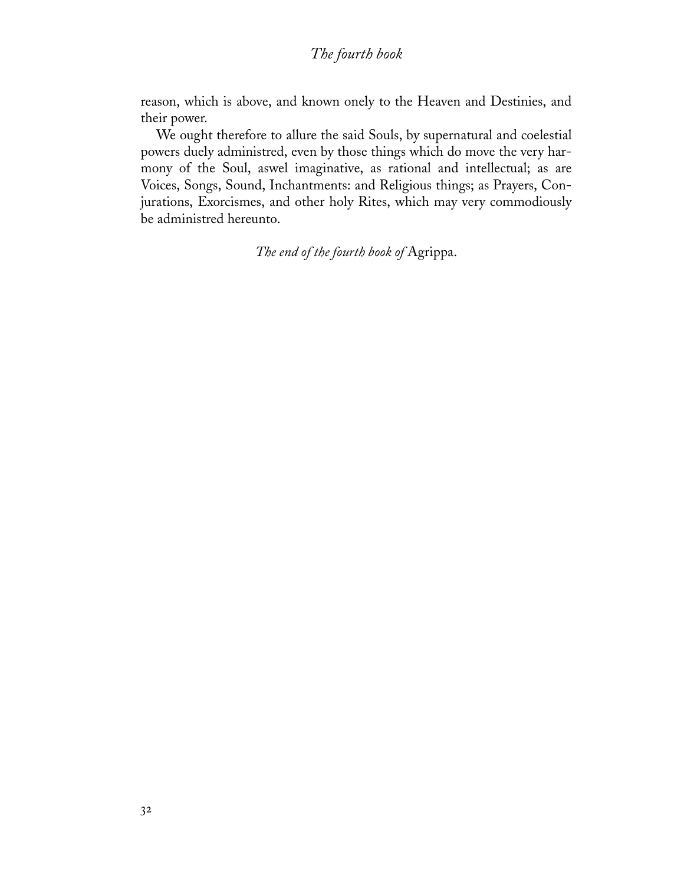reason, which is above, and known onely to the Heaven and Destinies, and their power.

We ought therefore to allure the said Souls, by supernatural and coelestial powers duely administred, even by those things which do move the very harmony of the Soul, aswel imaginative, as rational and intellectual; as are Voices, Songs, Sound, Inchantments: and Religious things; as Prayers, Conjurations, Exorcismes, and other holy Rites, which may very commodiously be administred hereunto.

*The end of the fourth book of* Agrippa.